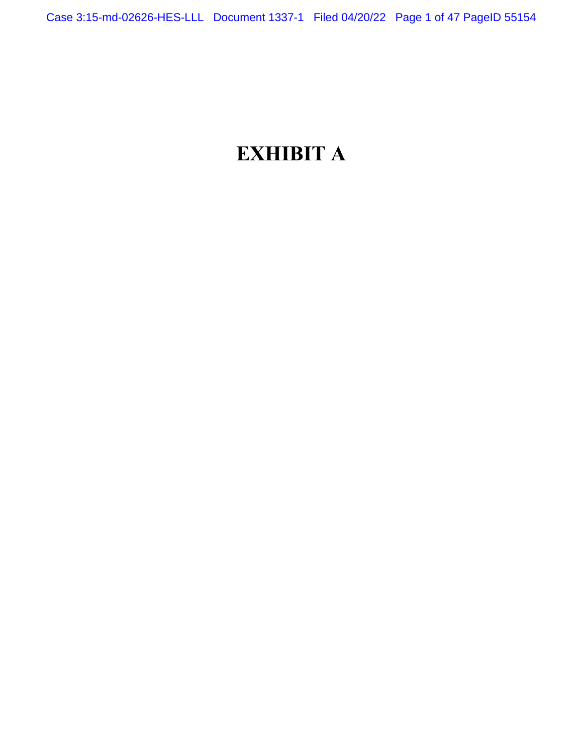# EXHIBIT A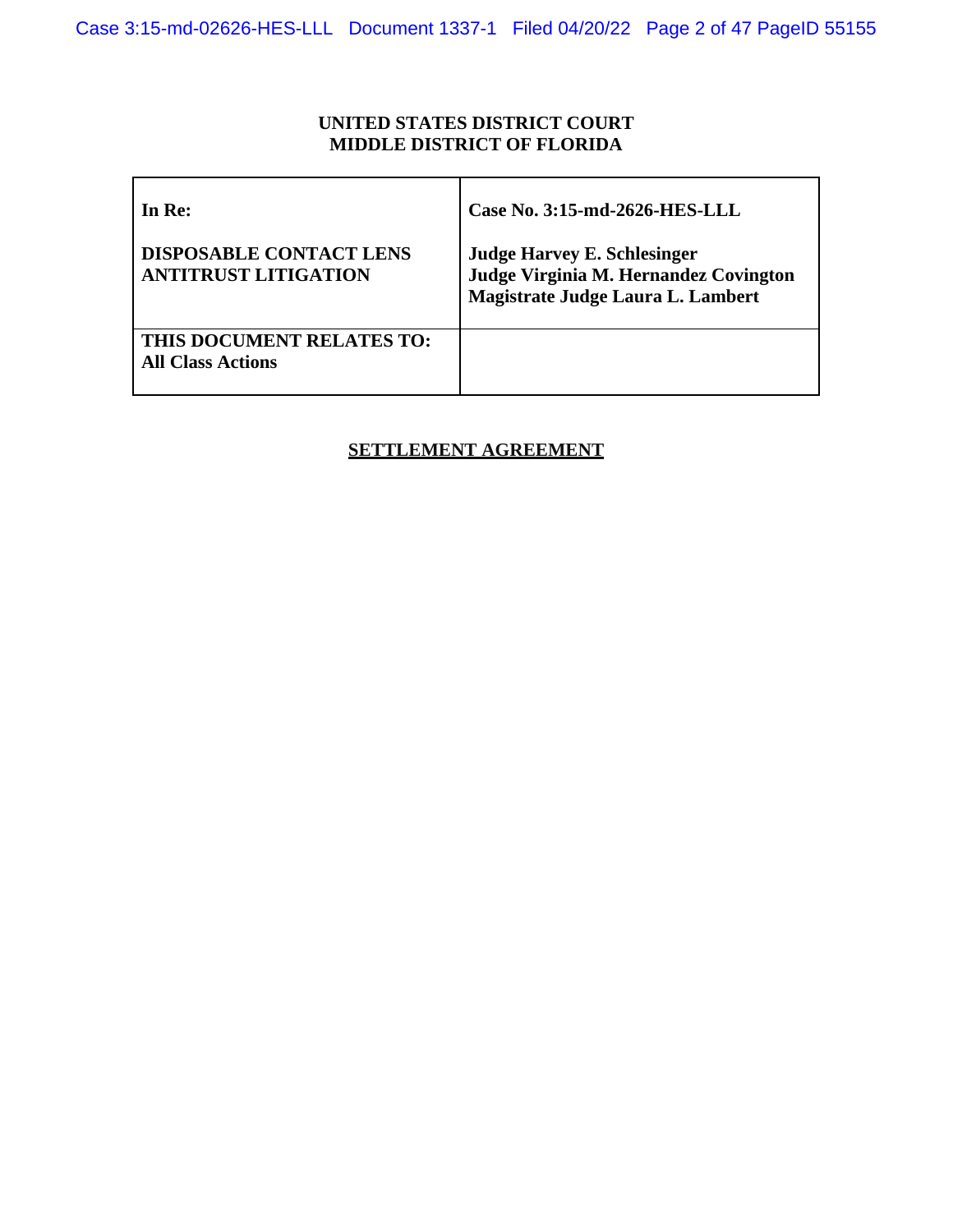**UNITED STATES DISTRICT COURT**
**MIDDLE DISTRICT OF FLORIDA**

| In Re: | Case No. 3:15-md-2626-HES-LLL |
|---|---|
| **DISPOSABLE CONTACT LENS ANTITRUST LITIGATION** | **Judge Harvey E. Schlesinger**<br>**Judge Virginia M. Hernandez Covington**<br>**Magistrate Judge Laura L. Lambert** |
| **THIS DOCUMENT RELATES TO: All Class Actions** | |

## SETTLEMENT AGREEMENT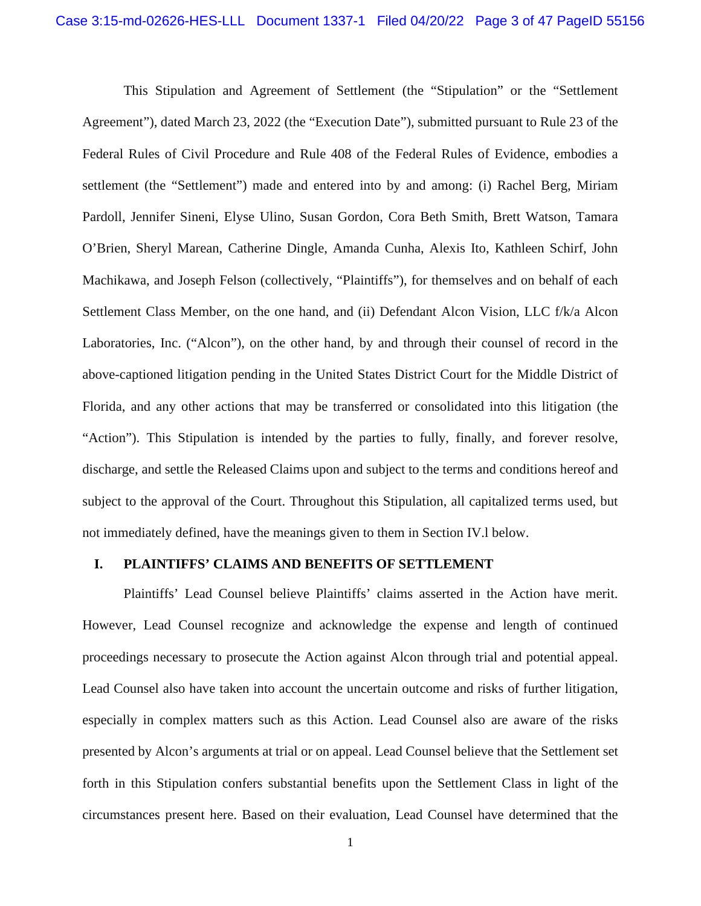This Stipulation and Agreement of Settlement (the "Stipulation" or the "Settlement Agreement"), dated March 23, 2022 (the "Execution Date"), submitted pursuant to Rule 23 of the Federal Rules of Civil Procedure and Rule 408 of the Federal Rules of Evidence, embodies a settlement (the "Settlement") made and entered into by and among: (i) Rachel Berg, Miriam Pardoll, Jennifer Sineni, Elyse Ulino, Susan Gordon, Cora Beth Smith, Brett Watson, Tamara O'Brien, Sheryl Marean, Catherine Dingle, Amanda Cunha, Alexis Ito, Kathleen Schirf, John Machikawa, and Joseph Felson (collectively, "Plaintiffs"), for themselves and on behalf of each Settlement Class Member, on the one hand, and (ii) Defendant Alcon Vision, LLC f/k/a Alcon Laboratories, Inc. ("Alcon"), on the other hand, by and through their counsel of record in the above-captioned litigation pending in the United States District Court for the Middle District of Florida, and any other actions that may be transferred or consolidated into this litigation (the "Action"). This Stipulation is intended by the parties to fully, finally, and forever resolve, discharge, and settle the Released Claims upon and subject to the terms and conditions hereof and subject to the approval of the Court. Throughout this Stipulation, all capitalized terms used, but not immediately defined, have the meanings given to them in Section IV.l below.

## I. PLAINTIFFS' CLAIMS AND BENEFITS OF SETTLEMENT

Plaintiffs' Lead Counsel believe Plaintiffs' claims asserted in the Action have merit. However, Lead Counsel recognize and acknowledge the expense and length of continued proceedings necessary to prosecute the Action against Alcon through trial and potential appeal. Lead Counsel also have taken into account the uncertain outcome and risks of further litigation, especially in complex matters such as this Action. Lead Counsel also are aware of the risks presented by Alcon's arguments at trial or on appeal. Lead Counsel believe that the Settlement set forth in this Stipulation confers substantial benefits upon the Settlement Class in light of the circumstances present here. Based on their evaluation, Lead Counsel have determined that the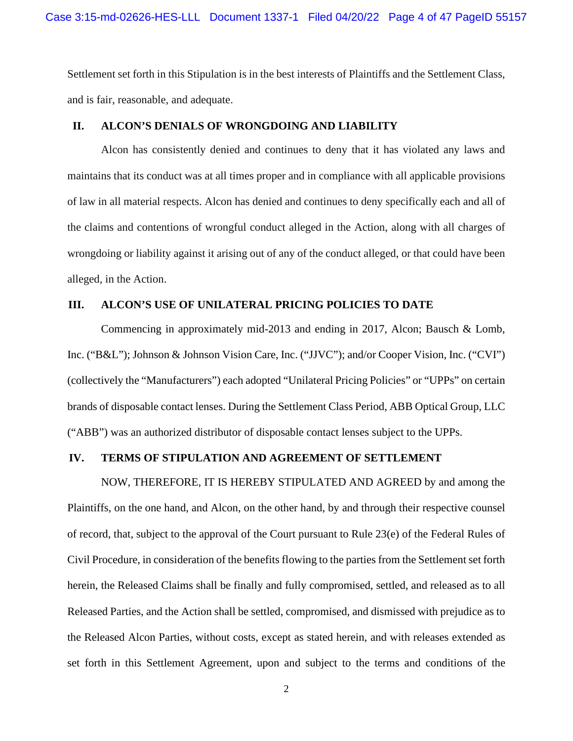Settlement set forth in this Stipulation is in the best interests of Plaintiffs and the Settlement Class, and is fair, reasonable, and adequate.

## II. ALCON'S DENIALS OF WRONGDOING AND LIABILITY

Alcon has consistently denied and continues to deny that it has violated any laws and maintains that its conduct was at all times proper and in compliance with all applicable provisions of law in all material respects. Alcon has denied and continues to deny specifically each and all of the claims and contentions of wrongful conduct alleged in the Action, along with all charges of wrongdoing or liability against it arising out of any of the conduct alleged, or that could have been alleged, in the Action.

## III. ALCON'S USE OF UNILATERAL PRICING POLICIES TO DATE

Commencing in approximately mid-2013 and ending in 2017, Alcon; Bausch & Lomb, Inc. ("B&L"); Johnson & Johnson Vision Care, Inc. ("JJVC"); and/or Cooper Vision, Inc. ("CVI") (collectively the "Manufacturers") each adopted "Unilateral Pricing Policies" or "UPPs" on certain brands of disposable contact lenses. During the Settlement Class Period, ABB Optical Group, LLC ("ABB") was an authorized distributor of disposable contact lenses subject to the UPPs.

## IV. TERMS OF STIPULATION AND AGREEMENT OF SETTLEMENT

NOW, THEREFORE, IT IS HEREBY STIPULATED AND AGREED by and among the Plaintiffs, on the one hand, and Alcon, on the other hand, by and through their respective counsel of record, that, subject to the approval of the Court pursuant to Rule 23(e) of the Federal Rules of Civil Procedure, in consideration of the benefits flowing to the parties from the Settlement set forth herein, the Released Claims shall be finally and fully compromised, settled, and released as to all Released Parties, and the Action shall be settled, compromised, and dismissed with prejudice as to the Released Alcon Parties, without costs, except as stated herein, and with releases extended as set forth in this Settlement Agreement, upon and subject to the terms and conditions of the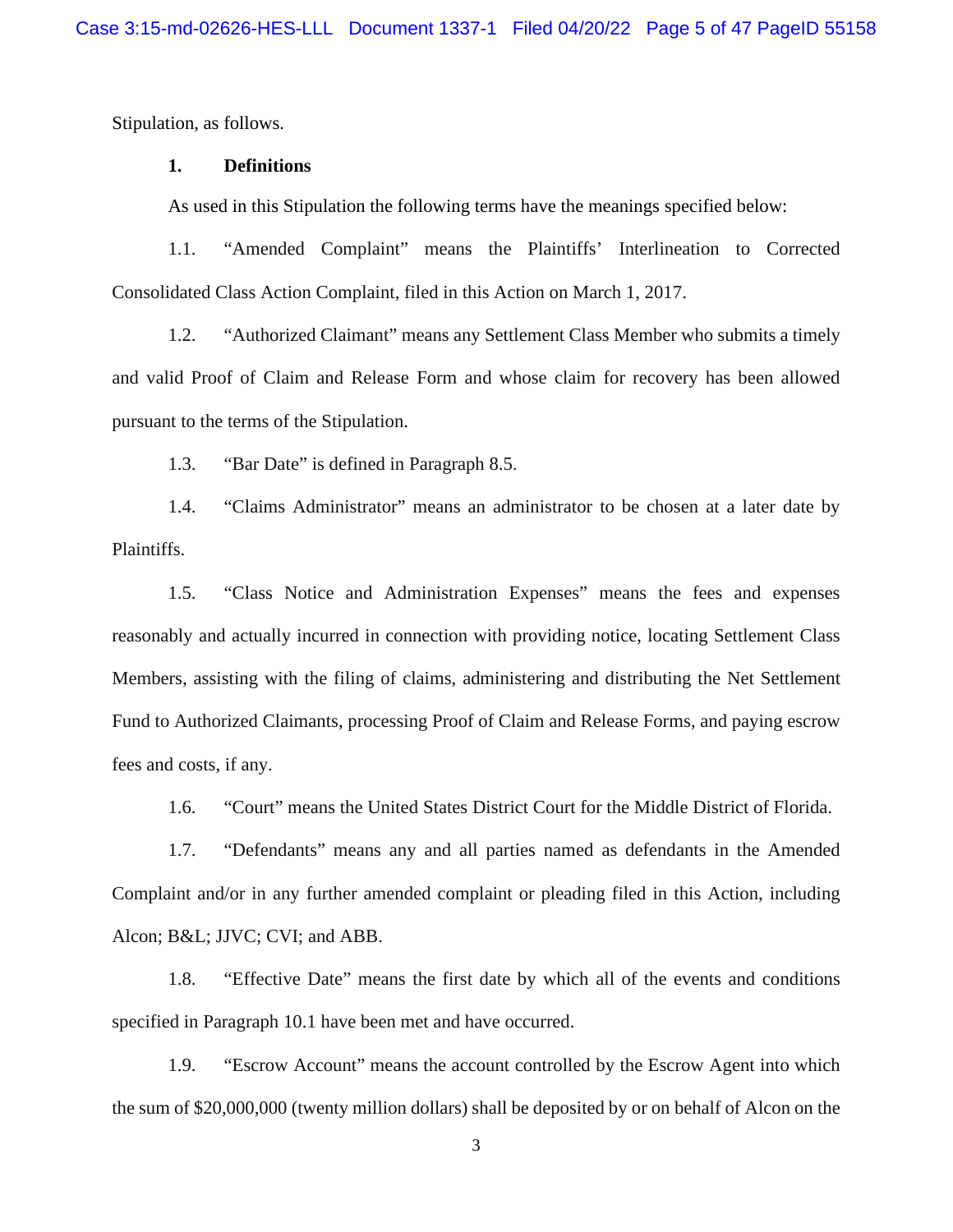Stipulation, as follows.

**1. Definitions**

As used in this Stipulation the following terms have the meanings specified below:

1.1. "Amended Complaint" means the Plaintiffs' Interlineation to Corrected Consolidated Class Action Complaint, filed in this Action on March 1, 2017.

1.2. "Authorized Claimant" means any Settlement Class Member who submits a timely and valid Proof of Claim and Release Form and whose claim for recovery has been allowed pursuant to the terms of the Stipulation.

1.3. "Bar Date" is defined in Paragraph 8.5.

1.4. "Claims Administrator" means an administrator to be chosen at a later date by Plaintiffs.

1.5. "Class Notice and Administration Expenses" means the fees and expenses reasonably and actually incurred in connection with providing notice, locating Settlement Class Members, assisting with the filing of claims, administering and distributing the Net Settlement Fund to Authorized Claimants, processing Proof of Claim and Release Forms, and paying escrow fees and costs, if any.

1.6. "Court" means the United States District Court for the Middle District of Florida.

1.7. "Defendants" means any and all parties named as defendants in the Amended Complaint and/or in any further amended complaint or pleading filed in this Action, including Alcon; B&L; JJVC; CVI; and ABB.

1.8. "Effective Date" means the first date by which all of the events and conditions specified in Paragraph 10.1 have been met and have occurred.

1.9. "Escrow Account" means the account controlled by the Escrow Agent into which the sum of $20,000,000 (twenty million dollars) shall be deposited by or on behalf of Alcon on the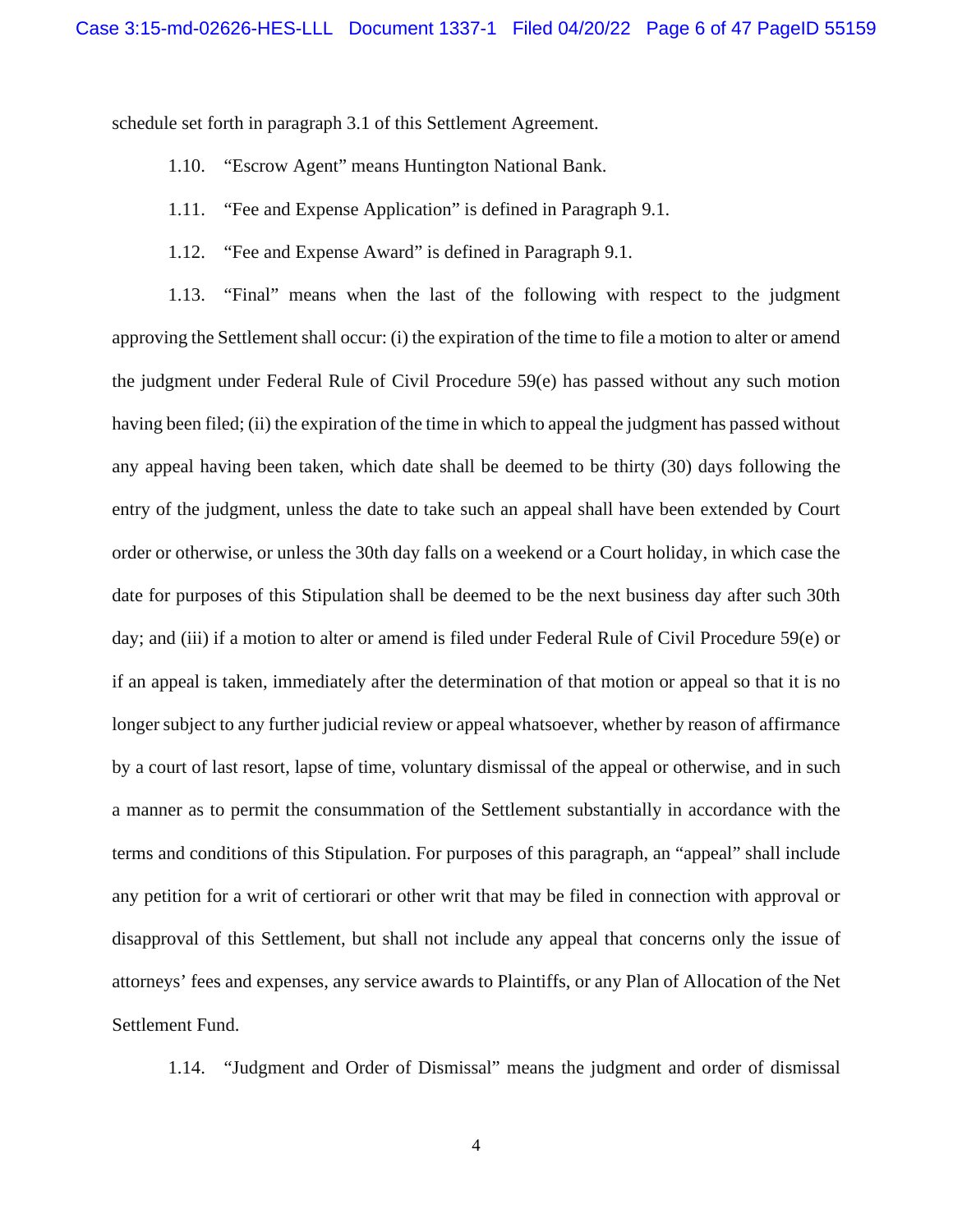schedule set forth in paragraph 3.1 of this Settlement Agreement.

1.10. "Escrow Agent" means Huntington National Bank.

1.11. "Fee and Expense Application" is defined in Paragraph 9.1.

1.12. "Fee and Expense Award" is defined in Paragraph 9.1.

1.13. "Final" means when the last of the following with respect to the judgment approving the Settlement shall occur: (i) the expiration of the time to file a motion to alter or amend the judgment under Federal Rule of Civil Procedure 59(e) has passed without any such motion having been filed; (ii) the expiration of the time in which to appeal the judgment has passed without any appeal having been taken, which date shall be deemed to be thirty (30) days following the entry of the judgment, unless the date to take such an appeal shall have been extended by Court order or otherwise, or unless the 30th day falls on a weekend or a Court holiday, in which case the date for purposes of this Stipulation shall be deemed to be the next business day after such 30th day; and (iii) if a motion to alter or amend is filed under Federal Rule of Civil Procedure 59(e) or if an appeal is taken, immediately after the determination of that motion or appeal so that it is no longer subject to any further judicial review or appeal whatsoever, whether by reason of affirmance by a court of last resort, lapse of time, voluntary dismissal of the appeal or otherwise, and in such a manner as to permit the consummation of the Settlement substantially in accordance with the terms and conditions of this Stipulation. For purposes of this paragraph, an "appeal" shall include any petition for a writ of certiorari or other writ that may be filed in connection with approval or disapproval of this Settlement, but shall not include any appeal that concerns only the issue of attorneys' fees and expenses, any service awards to Plaintiffs, or any Plan of Allocation of the Net Settlement Fund.

1.14. "Judgment and Order of Dismissal" means the judgment and order of dismissal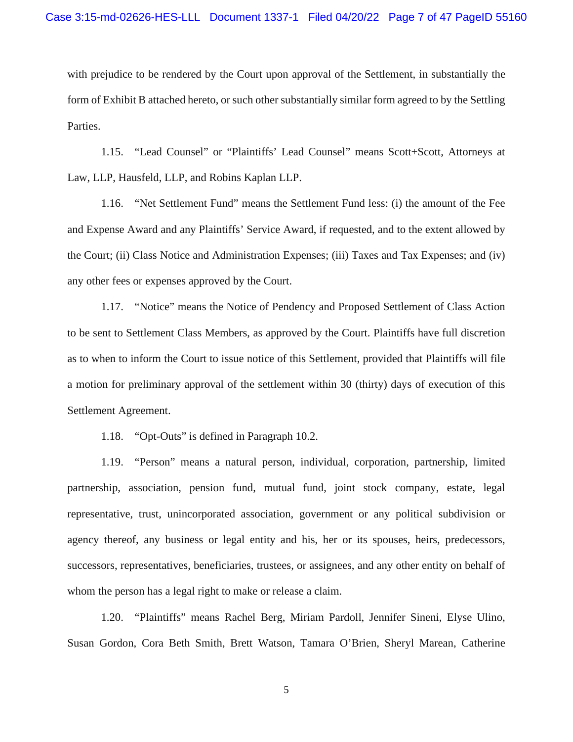with prejudice to be rendered by the Court upon approval of the Settlement, in substantially the form of Exhibit B attached hereto, or such other substantially similar form agreed to by the Settling Parties.

1.15. "Lead Counsel" or "Plaintiffs' Lead Counsel" means Scott+Scott, Attorneys at Law, LLP, Hausfeld, LLP, and Robins Kaplan LLP.

1.16. "Net Settlement Fund" means the Settlement Fund less: (i) the amount of the Fee and Expense Award and any Plaintiffs' Service Award, if requested, and to the extent allowed by the Court; (ii) Class Notice and Administration Expenses; (iii) Taxes and Tax Expenses; and (iv) any other fees or expenses approved by the Court.

1.17. "Notice" means the Notice of Pendency and Proposed Settlement of Class Action to be sent to Settlement Class Members, as approved by the Court. Plaintiffs have full discretion as to when to inform the Court to issue notice of this Settlement, provided that Plaintiffs will file a motion for preliminary approval of the settlement within 30 (thirty) days of execution of this Settlement Agreement.

1.18. "Opt-Outs" is defined in Paragraph 10.2.

1.19. "Person" means a natural person, individual, corporation, partnership, limited partnership, association, pension fund, mutual fund, joint stock company, estate, legal representative, trust, unincorporated association, government or any political subdivision or agency thereof, any business or legal entity and his, her or its spouses, heirs, predecessors, successors, representatives, beneficiaries, trustees, or assignees, and any other entity on behalf of whom the person has a legal right to make or release a claim.

1.20. "Plaintiffs" means Rachel Berg, Miriam Pardoll, Jennifer Sineni, Elyse Ulino, Susan Gordon, Cora Beth Smith, Brett Watson, Tamara O'Brien, Sheryl Marean, Catherine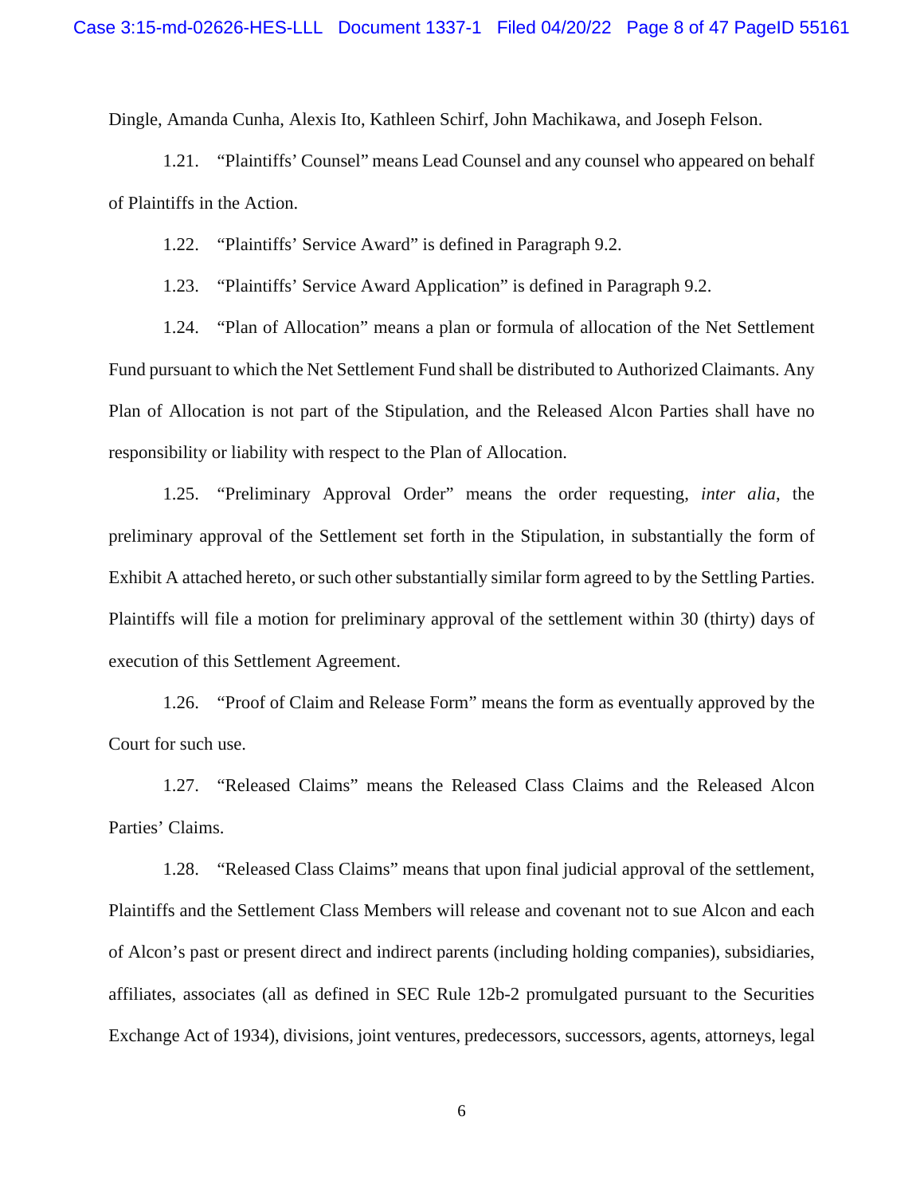Dingle, Amanda Cunha, Alexis Ito, Kathleen Schirf, John Machikawa, and Joseph Felson.

1.21. "Plaintiffs' Counsel" means Lead Counsel and any counsel who appeared on behalf of Plaintiffs in the Action.

1.22. "Plaintiffs' Service Award" is defined in Paragraph 9.2.

1.23. "Plaintiffs' Service Award Application" is defined in Paragraph 9.2.

1.24. "Plan of Allocation" means a plan or formula of allocation of the Net Settlement Fund pursuant to which the Net Settlement Fund shall be distributed to Authorized Claimants. Any Plan of Allocation is not part of the Stipulation, and the Released Alcon Parties shall have no responsibility or liability with respect to the Plan of Allocation.

1.25. "Preliminary Approval Order" means the order requesting, *inter alia*, the preliminary approval of the Settlement set forth in the Stipulation, in substantially the form of Exhibit A attached hereto, or such other substantially similar form agreed to by the Settling Parties. Plaintiffs will file a motion for preliminary approval of the settlement within 30 (thirty) days of execution of this Settlement Agreement.

1.26. "Proof of Claim and Release Form" means the form as eventually approved by the Court for such use.

1.27. "Released Claims" means the Released Class Claims and the Released Alcon Parties' Claims.

1.28. "Released Class Claims" means that upon final judicial approval of the settlement, Plaintiffs and the Settlement Class Members will release and covenant not to sue Alcon and each of Alcon's past or present direct and indirect parents (including holding companies), subsidiaries, affiliates, associates (all as defined in SEC Rule 12b-2 promulgated pursuant to the Securities Exchange Act of 1934), divisions, joint ventures, predecessors, successors, agents, attorneys, legal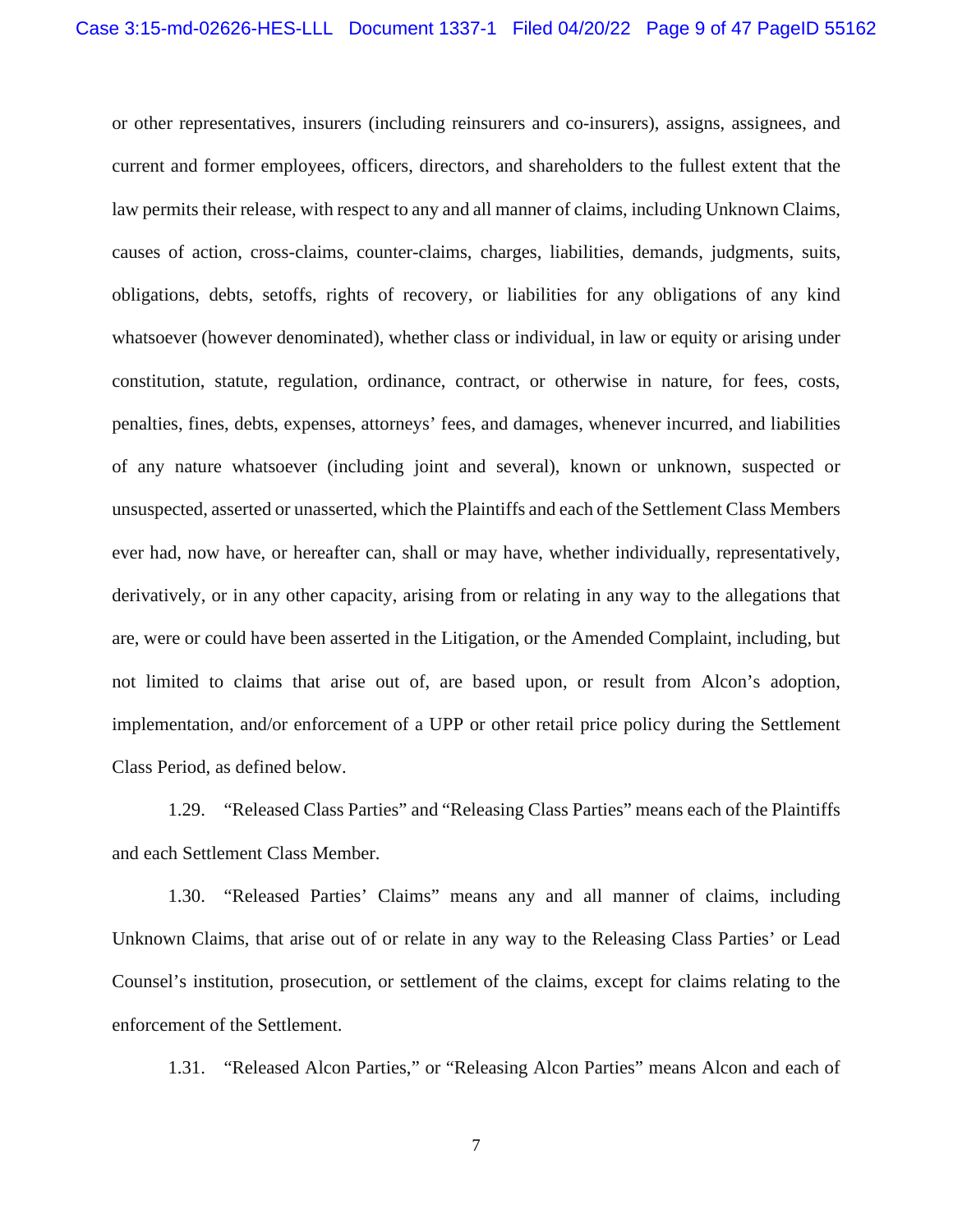or other representatives, insurers (including reinsurers and co-insurers), assigns, assignees, and current and former employees, officers, directors, and shareholders to the fullest extent that the law permits their release, with respect to any and all manner of claims, including Unknown Claims, causes of action, cross-claims, counter-claims, charges, liabilities, demands, judgments, suits, obligations, debts, setoffs, rights of recovery, or liabilities for any obligations of any kind whatsoever (however denominated), whether class or individual, in law or equity or arising under constitution, statute, regulation, ordinance, contract, or otherwise in nature, for fees, costs, penalties, fines, debts, expenses, attorneys' fees, and damages, whenever incurred, and liabilities of any nature whatsoever (including joint and several), known or unknown, suspected or unsuspected, asserted or unasserted, which the Plaintiffs and each of the Settlement Class Members ever had, now have, or hereafter can, shall or may have, whether individually, representatively, derivatively, or in any other capacity, arising from or relating in any way to the allegations that are, were or could have been asserted in the Litigation, or the Amended Complaint, including, but not limited to claims that arise out of, are based upon, or result from Alcon's adoption, implementation, and/or enforcement of a UPP or other retail price policy during the Settlement Class Period, as defined below.

1.29. "Released Class Parties" and "Releasing Class Parties" means each of the Plaintiffs and each Settlement Class Member.

1.30. "Released Parties' Claims" means any and all manner of claims, including Unknown Claims, that arise out of or relate in any way to the Releasing Class Parties' or Lead Counsel's institution, prosecution, or settlement of the claims, except for claims relating to the enforcement of the Settlement.

1.31. "Released Alcon Parties," or "Releasing Alcon Parties" means Alcon and each of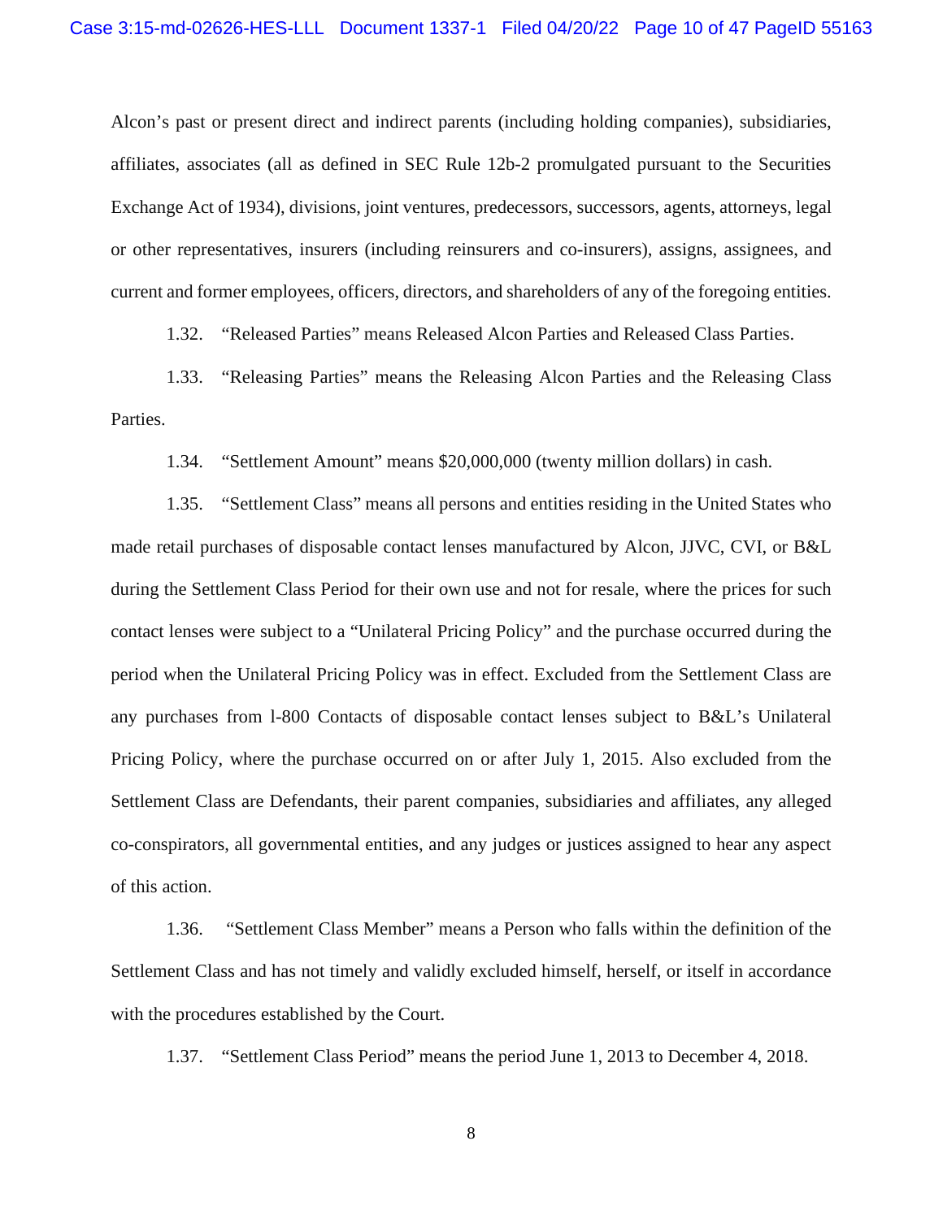Alcon's past or present direct and indirect parents (including holding companies), subsidiaries, affiliates, associates (all as defined in SEC Rule 12b-2 promulgated pursuant to the Securities Exchange Act of 1934), divisions, joint ventures, predecessors, successors, agents, attorneys, legal or other representatives, insurers (including reinsurers and co-insurers), assigns, assignees, and current and former employees, officers, directors, and shareholders of any of the foregoing entities.

1.32. "Released Parties" means Released Alcon Parties and Released Class Parties.

1.33. "Releasing Parties" means the Releasing Alcon Parties and the Releasing Class Parties.

1.34. "Settlement Amount" means $20,000,000 (twenty million dollars) in cash.

1.35. "Settlement Class" means all persons and entities residing in the United States who made retail purchases of disposable contact lenses manufactured by Alcon, JJVC, CVI, or B&L during the Settlement Class Period for their own use and not for resale, where the prices for such contact lenses were subject to a "Unilateral Pricing Policy" and the purchase occurred during the period when the Unilateral Pricing Policy was in effect. Excluded from the Settlement Class are any purchases from l-800 Contacts of disposable contact lenses subject to B&L's Unilateral Pricing Policy, where the purchase occurred on or after July 1, 2015. Also excluded from the Settlement Class are Defendants, their parent companies, subsidiaries and affiliates, any alleged co-conspirators, all governmental entities, and any judges or justices assigned to hear any aspect of this action.

1.36. "Settlement Class Member" means a Person who falls within the definition of the Settlement Class and has not timely and validly excluded himself, herself, or itself in accordance with the procedures established by the Court.

1.37. "Settlement Class Period" means the period June 1, 2013 to December 4, 2018.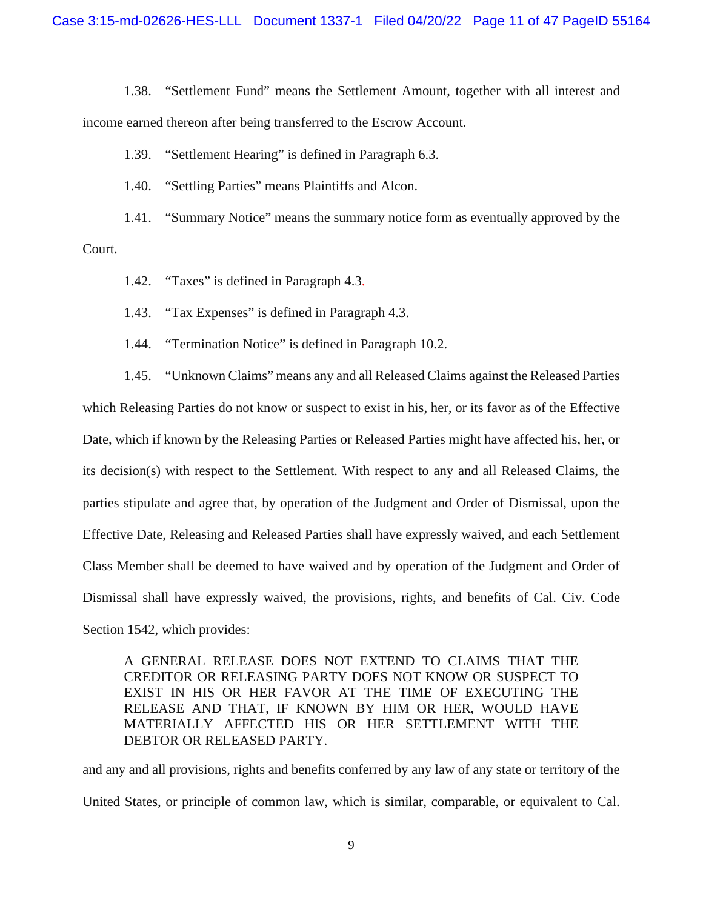1.38. "Settlement Fund" means the Settlement Amount, together with all interest and income earned thereon after being transferred to the Escrow Account.

1.39. "Settlement Hearing" is defined in Paragraph 6.3.

1.40. "Settling Parties" means Plaintiffs and Alcon.

1.41. "Summary Notice" means the summary notice form as eventually approved by the Court.

1.42. "Taxes" is defined in Paragraph 4.3.

1.43. "Tax Expenses" is defined in Paragraph 4.3.

1.44. "Termination Notice" is defined in Paragraph 10.2.

1.45. "Unknown Claims" means any and all Released Claims against the Released Parties which Releasing Parties do not know or suspect to exist in his, her, or its favor as of the Effective Date, which if known by the Releasing Parties or Released Parties might have affected his, her, or its decision(s) with respect to the Settlement. With respect to any and all Released Claims, the parties stipulate and agree that, by operation of the Judgment and Order of Dismissal, upon the Effective Date, Releasing and Released Parties shall have expressly waived, and each Settlement Class Member shall be deemed to have waived and by operation of the Judgment and Order of Dismissal shall have expressly waived, the provisions, rights, and benefits of Cal. Civ. Code Section 1542, which provides:

> A GENERAL RELEASE DOES NOT EXTEND TO CLAIMS THAT THE CREDITOR OR RELEASING PARTY DOES NOT KNOW OR SUSPECT TO EXIST IN HIS OR HER FAVOR AT THE TIME OF EXECUTING THE RELEASE AND THAT, IF KNOWN BY HIM OR HER, WOULD HAVE MATERIALLY AFFECTED HIS OR HER SETTLEMENT WITH THE DEBTOR OR RELEASED PARTY.

and any and all provisions, rights and benefits conferred by any law of any state or territory of the United States, or principle of common law, which is similar, comparable, or equivalent to Cal.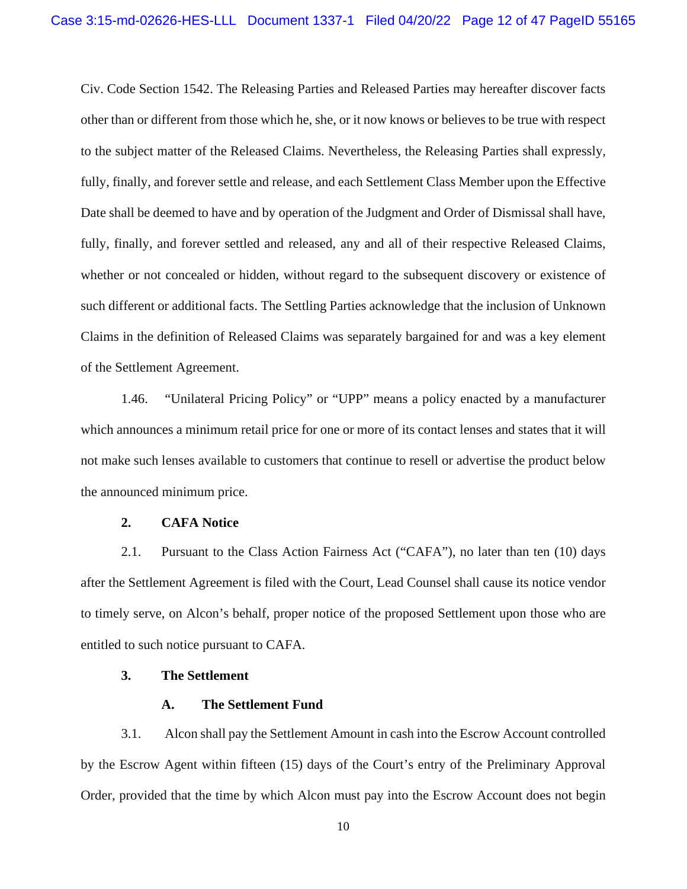Civ. Code Section 1542. The Releasing Parties and Released Parties may hereafter discover facts other than or different from those which he, she, or it now knows or believes to be true with respect to the subject matter of the Released Claims. Nevertheless, the Releasing Parties shall expressly, fully, finally, and forever settle and release, and each Settlement Class Member upon the Effective Date shall be deemed to have and by operation of the Judgment and Order of Dismissal shall have, fully, finally, and forever settled and released, any and all of their respective Released Claims, whether or not concealed or hidden, without regard to the subsequent discovery or existence of such different or additional facts. The Settling Parties acknowledge that the inclusion of Unknown Claims in the definition of Released Claims was separately bargained for and was a key element of the Settlement Agreement.

1.46. "Unilateral Pricing Policy" or "UPP" means a policy enacted by a manufacturer which announces a minimum retail price for one or more of its contact lenses and states that it will not make such lenses available to customers that continue to resell or advertise the product below the announced minimum price.

**2. CAFA Notice**

2.1. Pursuant to the Class Action Fairness Act ("CAFA"), no later than ten (10) days after the Settlement Agreement is filed with the Court, Lead Counsel shall cause its notice vendor to timely serve, on Alcon's behalf, proper notice of the proposed Settlement upon those who are entitled to such notice pursuant to CAFA.

**3. The Settlement**

**A. The Settlement Fund**

3.1. Alcon shall pay the Settlement Amount in cash into the Escrow Account controlled by the Escrow Agent within fifteen (15) days of the Court's entry of the Preliminary Approval Order, provided that the time by which Alcon must pay into the Escrow Account does not begin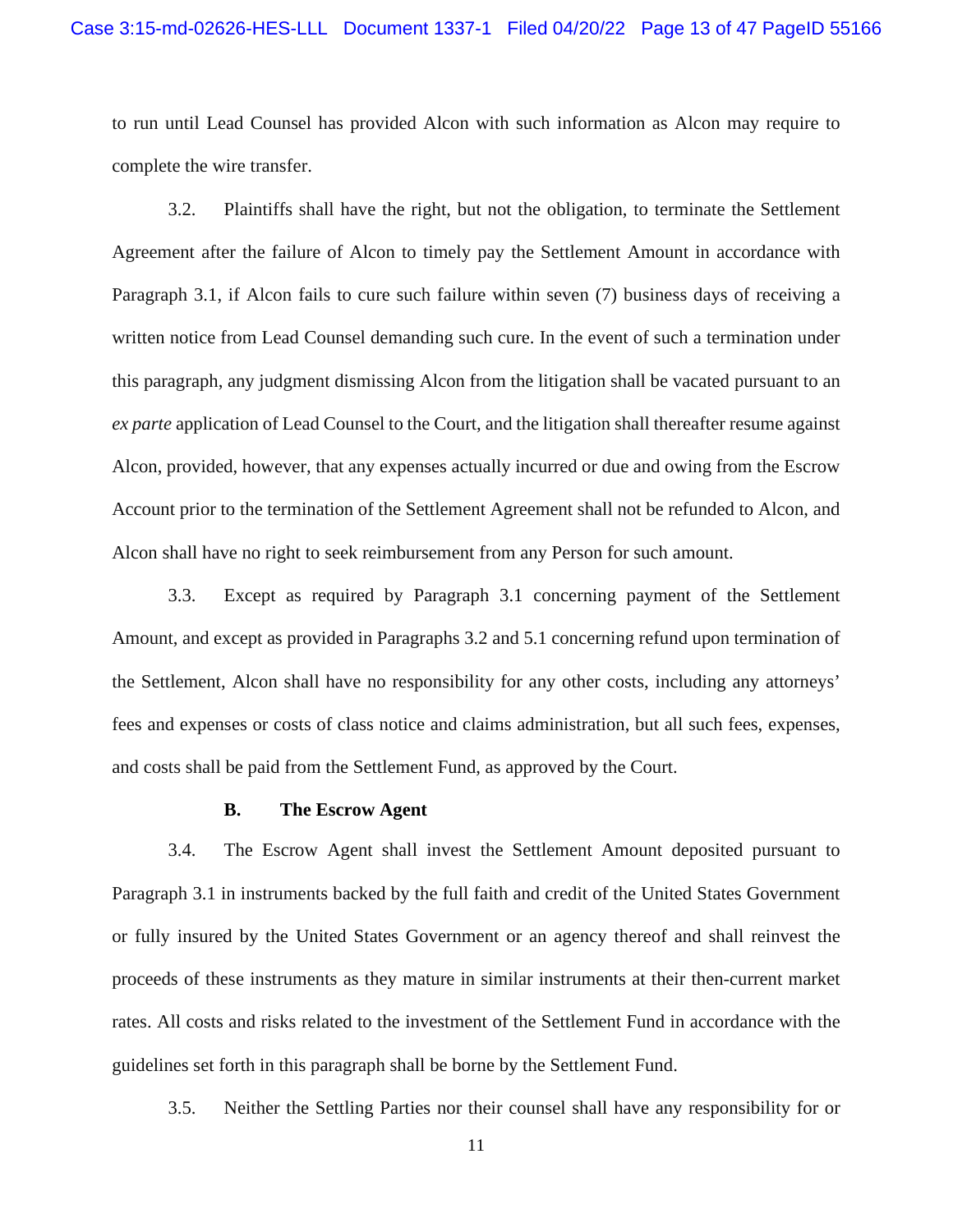to run until Lead Counsel has provided Alcon with such information as Alcon may require to complete the wire transfer.

3.2. Plaintiffs shall have the right, but not the obligation, to terminate the Settlement Agreement after the failure of Alcon to timely pay the Settlement Amount in accordance with Paragraph 3.1, if Alcon fails to cure such failure within seven (7) business days of receiving a written notice from Lead Counsel demanding such cure. In the event of such a termination under this paragraph, any judgment dismissing Alcon from the litigation shall be vacated pursuant to an *ex parte* application of Lead Counsel to the Court, and the litigation shall thereafter resume against Alcon, provided, however, that any expenses actually incurred or due and owing from the Escrow Account prior to the termination of the Settlement Agreement shall not be refunded to Alcon, and Alcon shall have no right to seek reimbursement from any Person for such amount.

3.3. Except as required by Paragraph 3.1 concerning payment of the Settlement Amount, and except as provided in Paragraphs 3.2 and 5.1 concerning refund upon termination of the Settlement, Alcon shall have no responsibility for any other costs, including any attorneys' fees and expenses or costs of class notice and claims administration, but all such fees, expenses, and costs shall be paid from the Settlement Fund, as approved by the Court.

### B. The Escrow Agent

3.4. The Escrow Agent shall invest the Settlement Amount deposited pursuant to Paragraph 3.1 in instruments backed by the full faith and credit of the United States Government or fully insured by the United States Government or an agency thereof and shall reinvest the proceeds of these instruments as they mature in similar instruments at their then-current market rates. All costs and risks related to the investment of the Settlement Fund in accordance with the guidelines set forth in this paragraph shall be borne by the Settlement Fund.

3.5. Neither the Settling Parties nor their counsel shall have any responsibility for or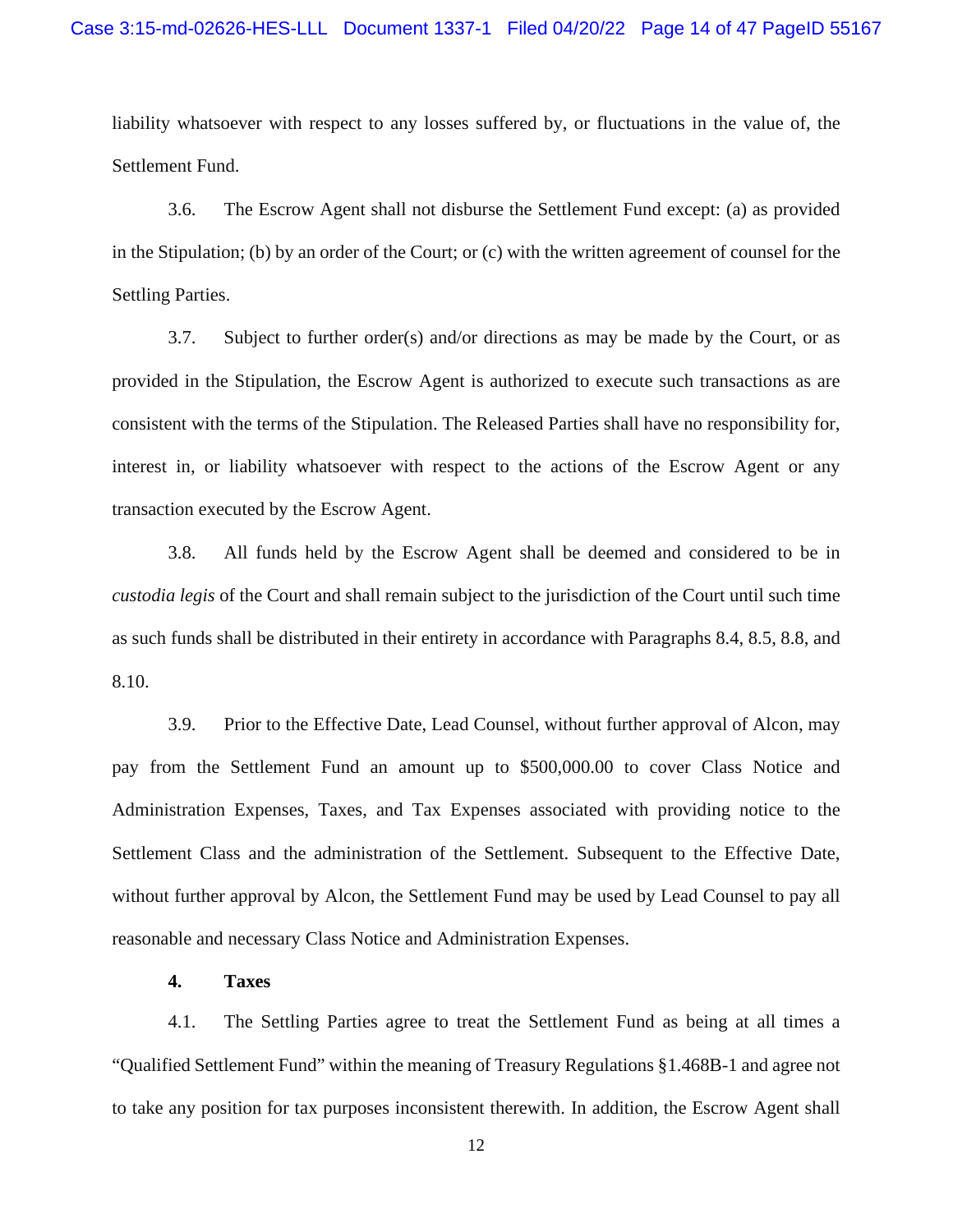liability whatsoever with respect to any losses suffered by, or fluctuations in the value of, the Settlement Fund.

3.6. The Escrow Agent shall not disburse the Settlement Fund except: (a) as provided in the Stipulation; (b) by an order of the Court; or (c) with the written agreement of counsel for the Settling Parties.

3.7. Subject to further order(s) and/or directions as may be made by the Court, or as provided in the Stipulation, the Escrow Agent is authorized to execute such transactions as are consistent with the terms of the Stipulation. The Released Parties shall have no responsibility for, interest in, or liability whatsoever with respect to the actions of the Escrow Agent or any transaction executed by the Escrow Agent.

3.8. All funds held by the Escrow Agent shall be deemed and considered to be in *custodia legis* of the Court and shall remain subject to the jurisdiction of the Court until such time as such funds shall be distributed in their entirety in accordance with Paragraphs 8.4, 8.5, 8.8, and 8.10.

3.9. Prior to the Effective Date, Lead Counsel, without further approval of Alcon, may pay from the Settlement Fund an amount up to $500,000.00 to cover Class Notice and Administration Expenses, Taxes, and Tax Expenses associated with providing notice to the Settlement Class and the administration of the Settlement. Subsequent to the Effective Date, without further approval by Alcon, the Settlement Fund may be used by Lead Counsel to pay all reasonable and necessary Class Notice and Administration Expenses.

## 4. Taxes

4.1. The Settling Parties agree to treat the Settlement Fund as being at all times a "Qualified Settlement Fund" within the meaning of Treasury Regulations §1.468B-1 and agree not to take any position for tax purposes inconsistent therewith. In addition, the Escrow Agent shall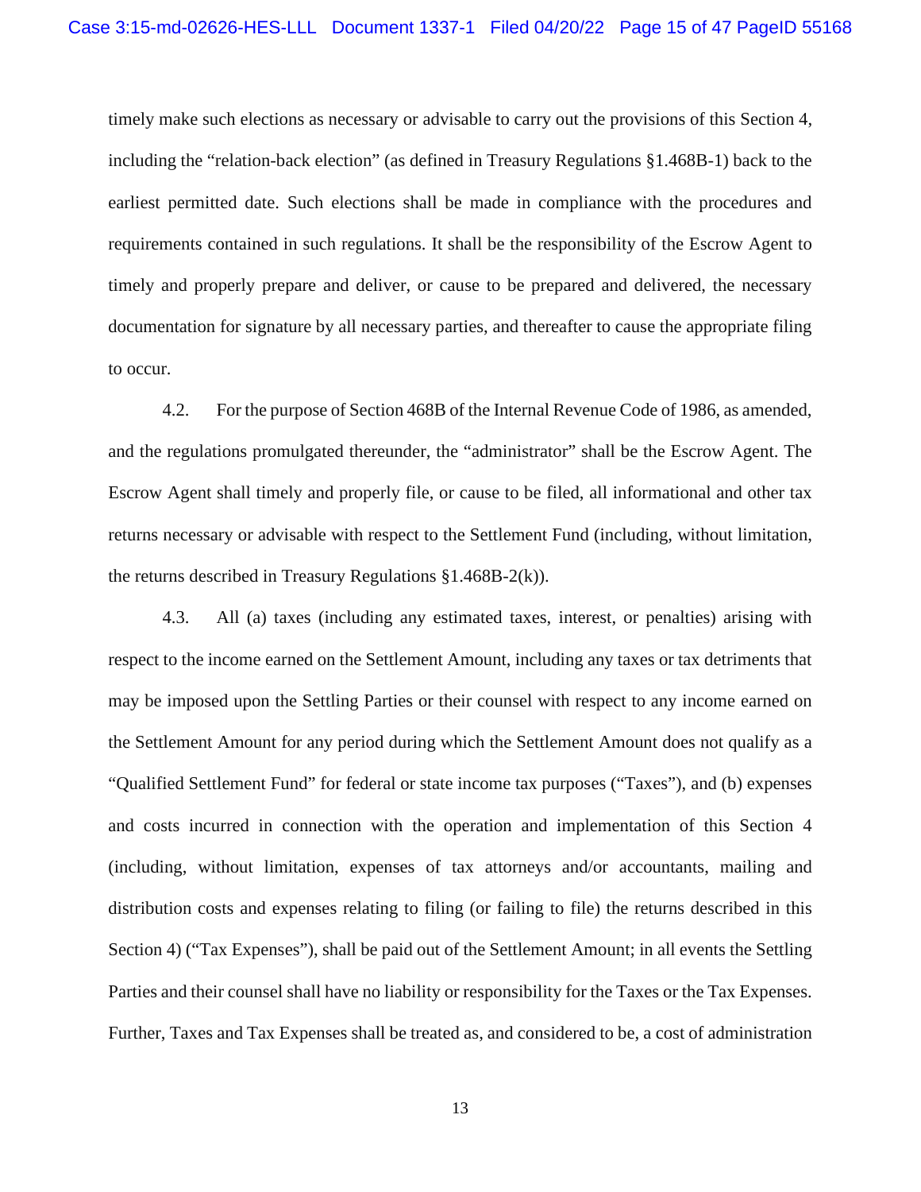timely make such elections as necessary or advisable to carry out the provisions of this Section 4, including the "relation-back election" (as defined in Treasury Regulations §1.468B-1) back to the earliest permitted date. Such elections shall be made in compliance with the procedures and requirements contained in such regulations. It shall be the responsibility of the Escrow Agent to timely and properly prepare and deliver, or cause to be prepared and delivered, the necessary documentation for signature by all necessary parties, and thereafter to cause the appropriate filing to occur.

4.2. For the purpose of Section 468B of the Internal Revenue Code of 1986, as amended, and the regulations promulgated thereunder, the "administrator" shall be the Escrow Agent. The Escrow Agent shall timely and properly file, or cause to be filed, all informational and other tax returns necessary or advisable with respect to the Settlement Fund (including, without limitation, the returns described in Treasury Regulations §1.468B-2(k)).

4.3. All (a) taxes (including any estimated taxes, interest, or penalties) arising with respect to the income earned on the Settlement Amount, including any taxes or tax detriments that may be imposed upon the Settling Parties or their counsel with respect to any income earned on the Settlement Amount for any period during which the Settlement Amount does not qualify as a "Qualified Settlement Fund" for federal or state income tax purposes ("Taxes"), and (b) expenses and costs incurred in connection with the operation and implementation of this Section 4 (including, without limitation, expenses of tax attorneys and/or accountants, mailing and distribution costs and expenses relating to filing (or failing to file) the returns described in this Section 4) ("Tax Expenses"), shall be paid out of the Settlement Amount; in all events the Settling Parties and their counsel shall have no liability or responsibility for the Taxes or the Tax Expenses. Further, Taxes and Tax Expenses shall be treated as, and considered to be, a cost of administration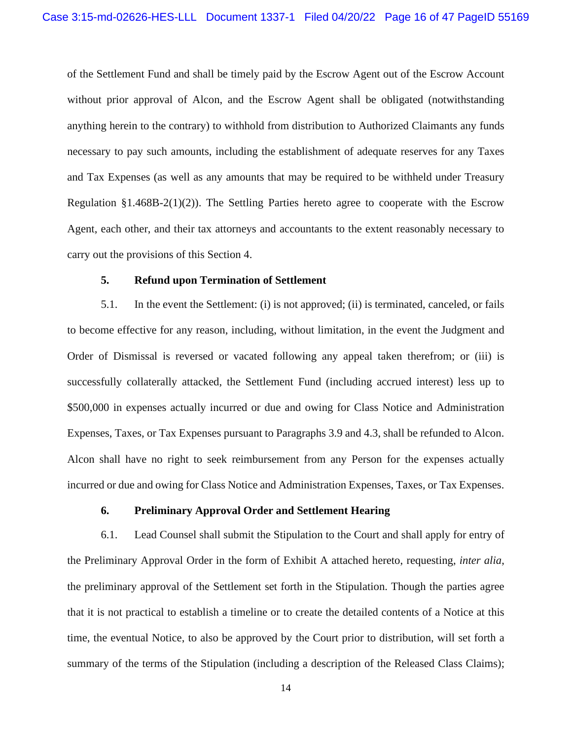of the Settlement Fund and shall be timely paid by the Escrow Agent out of the Escrow Account without prior approval of Alcon, and the Escrow Agent shall be obligated (notwithstanding anything herein to the contrary) to withhold from distribution to Authorized Claimants any funds necessary to pay such amounts, including the establishment of adequate reserves for any Taxes and Tax Expenses (as well as any amounts that may be required to be withheld under Treasury Regulation §1.468B-2(1)(2)). The Settling Parties hereto agree to cooperate with the Escrow Agent, each other, and their tax attorneys and accountants to the extent reasonably necessary to carry out the provisions of this Section 4.

**5. Refund upon Termination of Settlement**

5.1. In the event the Settlement: (i) is not approved; (ii) is terminated, canceled, or fails to become effective for any reason, including, without limitation, in the event the Judgment and Order of Dismissal is reversed or vacated following any appeal taken therefrom; or (iii) is successfully collaterally attacked, the Settlement Fund (including accrued interest) less up to $500,000 in expenses actually incurred or due and owing for Class Notice and Administration Expenses, Taxes, or Tax Expenses pursuant to Paragraphs 3.9 and 4.3, shall be refunded to Alcon. Alcon shall have no right to seek reimbursement from any Person for the expenses actually incurred or due and owing for Class Notice and Administration Expenses, Taxes, or Tax Expenses.

**6. Preliminary Approval Order and Settlement Hearing**

6.1. Lead Counsel shall submit the Stipulation to the Court and shall apply for entry of the Preliminary Approval Order in the form of Exhibit A attached hereto, requesting, *inter alia*, the preliminary approval of the Settlement set forth in the Stipulation. Though the parties agree that it is not practical to establish a timeline or to create the detailed contents of a Notice at this time, the eventual Notice, to also be approved by the Court prior to distribution, will set forth a summary of the terms of the Stipulation (including a description of the Released Class Claims);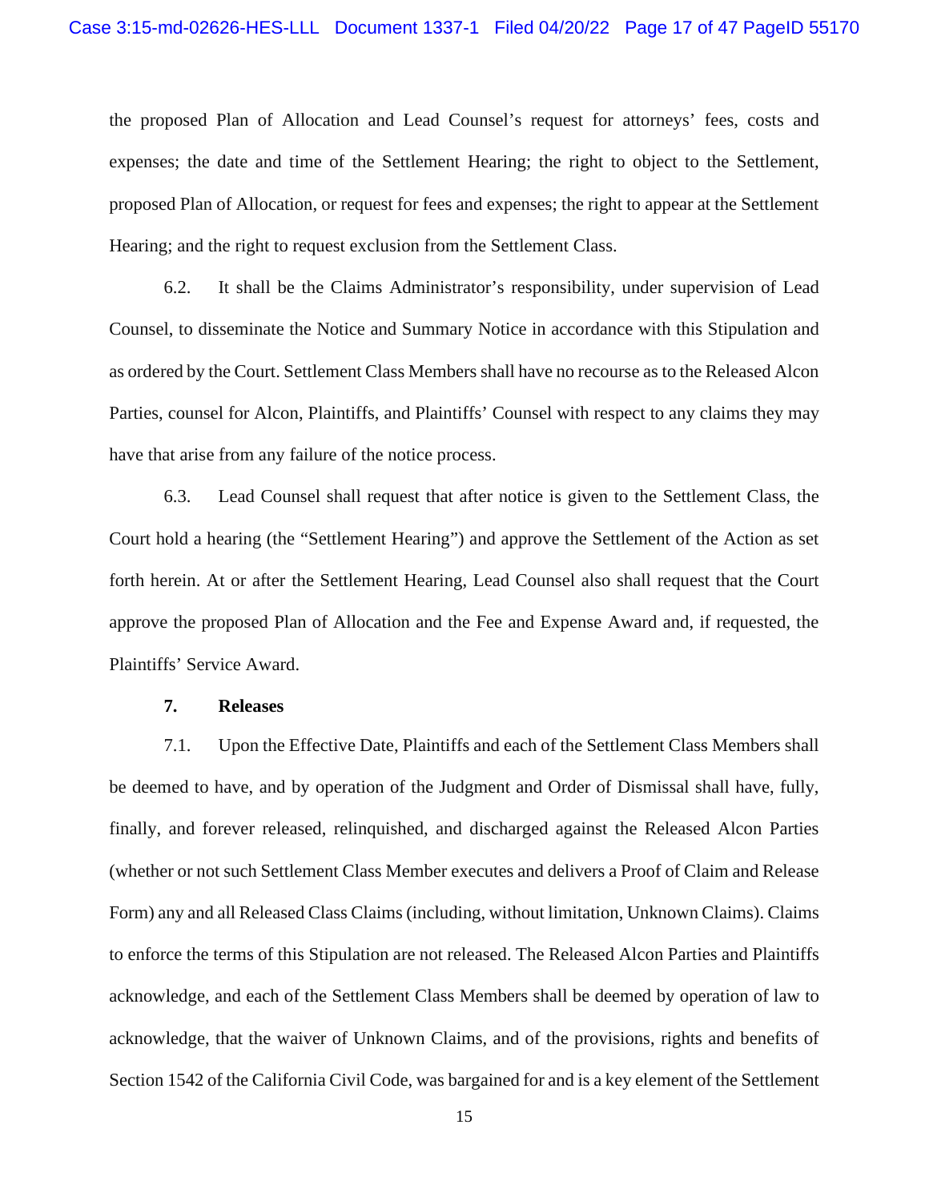the proposed Plan of Allocation and Lead Counsel's request for attorneys' fees, costs and expenses; the date and time of the Settlement Hearing; the right to object to the Settlement, proposed Plan of Allocation, or request for fees and expenses; the right to appear at the Settlement Hearing; and the right to request exclusion from the Settlement Class.

6.2. It shall be the Claims Administrator's responsibility, under supervision of Lead Counsel, to disseminate the Notice and Summary Notice in accordance with this Stipulation and as ordered by the Court. Settlement Class Members shall have no recourse as to the Released Alcon Parties, counsel for Alcon, Plaintiffs, and Plaintiffs' Counsel with respect to any claims they may have that arise from any failure of the notice process.

6.3. Lead Counsel shall request that after notice is given to the Settlement Class, the Court hold a hearing (the "Settlement Hearing") and approve the Settlement of the Action as set forth herein. At or after the Settlement Hearing, Lead Counsel also shall request that the Court approve the proposed Plan of Allocation and the Fee and Expense Award and, if requested, the Plaintiffs' Service Award.

**7. Releases**

7.1. Upon the Effective Date, Plaintiffs and each of the Settlement Class Members shall be deemed to have, and by operation of the Judgment and Order of Dismissal shall have, fully, finally, and forever released, relinquished, and discharged against the Released Alcon Parties (whether or not such Settlement Class Member executes and delivers a Proof of Claim and Release Form) any and all Released Class Claims (including, without limitation, Unknown Claims). Claims to enforce the terms of this Stipulation are not released. The Released Alcon Parties and Plaintiffs acknowledge, and each of the Settlement Class Members shall be deemed by operation of law to acknowledge, that the waiver of Unknown Claims, and of the provisions, rights and benefits of Section 1542 of the California Civil Code, was bargained for and is a key element of the Settlement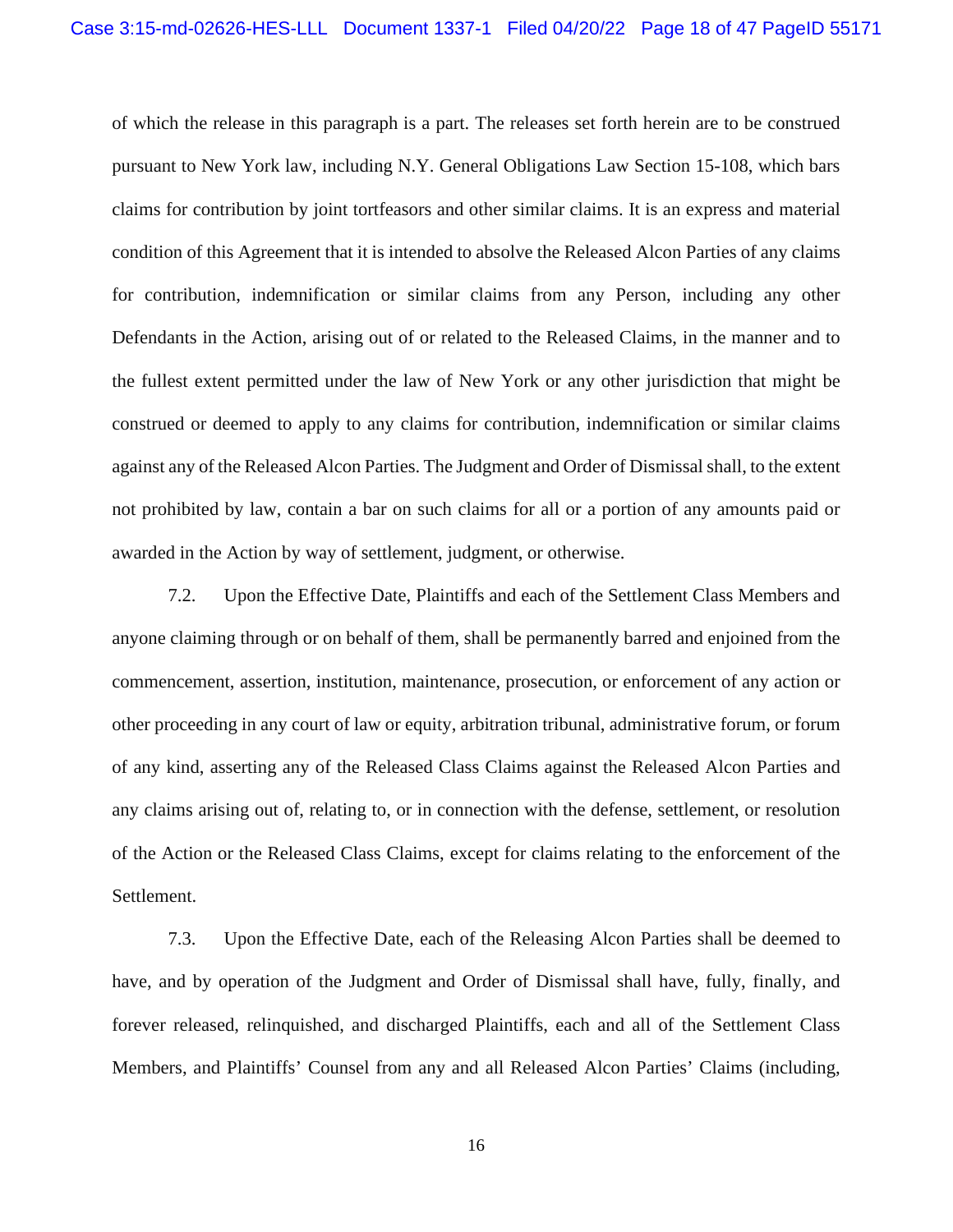of which the release in this paragraph is a part. The releases set forth herein are to be construed pursuant to New York law, including N.Y. General Obligations Law Section 15-108, which bars claims for contribution by joint tortfeasors and other similar claims. It is an express and material condition of this Agreement that it is intended to absolve the Released Alcon Parties of any claims for contribution, indemnification or similar claims from any Person, including any other Defendants in the Action, arising out of or related to the Released Claims, in the manner and to the fullest extent permitted under the law of New York or any other jurisdiction that might be construed or deemed to apply to any claims for contribution, indemnification or similar claims against any of the Released Alcon Parties. The Judgment and Order of Dismissal shall, to the extent not prohibited by law, contain a bar on such claims for all or a portion of any amounts paid or awarded in the Action by way of settlement, judgment, or otherwise.

7.2. Upon the Effective Date, Plaintiffs and each of the Settlement Class Members and anyone claiming through or on behalf of them, shall be permanently barred and enjoined from the commencement, assertion, institution, maintenance, prosecution, or enforcement of any action or other proceeding in any court of law or equity, arbitration tribunal, administrative forum, or forum of any kind, asserting any of the Released Class Claims against the Released Alcon Parties and any claims arising out of, relating to, or in connection with the defense, settlement, or resolution of the Action or the Released Class Claims, except for claims relating to the enforcement of the Settlement.

7.3. Upon the Effective Date, each of the Releasing Alcon Parties shall be deemed to have, and by operation of the Judgment and Order of Dismissal shall have, fully, finally, and forever released, relinquished, and discharged Plaintiffs, each and all of the Settlement Class Members, and Plaintiffs' Counsel from any and all Released Alcon Parties' Claims (including,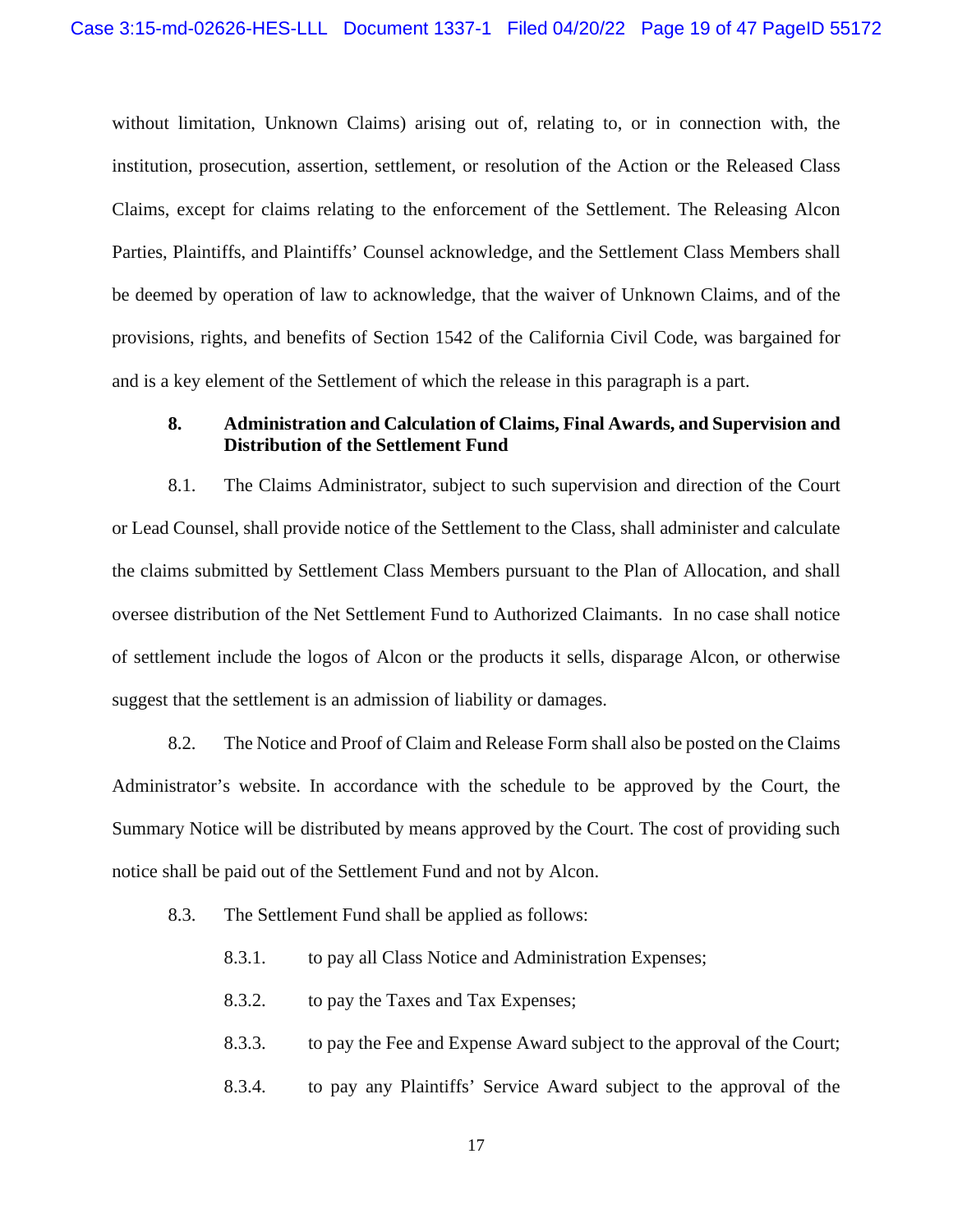without limitation, Unknown Claims) arising out of, relating to, or in connection with, the institution, prosecution, assertion, settlement, or resolution of the Action or the Released Class Claims, except for claims relating to the enforcement of the Settlement. The Releasing Alcon Parties, Plaintiffs, and Plaintiffs' Counsel acknowledge, and the Settlement Class Members shall be deemed by operation of law to acknowledge, that the waiver of Unknown Claims, and of the provisions, rights, and benefits of Section 1542 of the California Civil Code, was bargained for and is a key element of the Settlement of which the release in this paragraph is a part.

### 8. Administration and Calculation of Claims, Final Awards, and Supervision and Distribution of the Settlement Fund

8.1. The Claims Administrator, subject to such supervision and direction of the Court or Lead Counsel, shall provide notice of the Settlement to the Class, shall administer and calculate the claims submitted by Settlement Class Members pursuant to the Plan of Allocation, and shall oversee distribution of the Net Settlement Fund to Authorized Claimants. In no case shall notice of settlement include the logos of Alcon or the products it sells, disparage Alcon, or otherwise suggest that the settlement is an admission of liability or damages.

8.2. The Notice and Proof of Claim and Release Form shall also be posted on the Claims Administrator's website. In accordance with the schedule to be approved by the Court, the Summary Notice will be distributed by means approved by the Court. The cost of providing such notice shall be paid out of the Settlement Fund and not by Alcon.

8.3. The Settlement Fund shall be applied as follows:

8.3.1. to pay all Class Notice and Administration Expenses;

8.3.2. to pay the Taxes and Tax Expenses;

8.3.3. to pay the Fee and Expense Award subject to the approval of the Court;

8.3.4. to pay any Plaintiffs' Service Award subject to the approval of the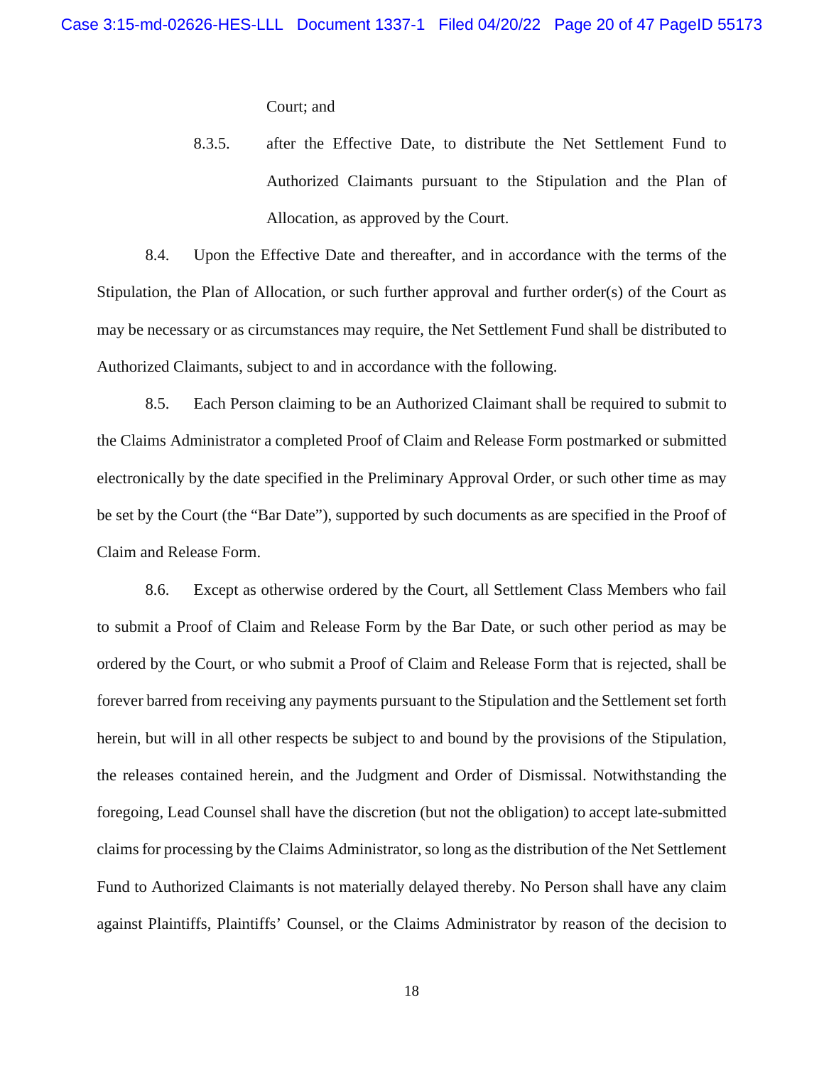Court; and

8.3.5. after the Effective Date, to distribute the Net Settlement Fund to Authorized Claimants pursuant to the Stipulation and the Plan of Allocation, as approved by the Court.

8.4. Upon the Effective Date and thereafter, and in accordance with the terms of the Stipulation, the Plan of Allocation, or such further approval and further order(s) of the Court as may be necessary or as circumstances may require, the Net Settlement Fund shall be distributed to Authorized Claimants, subject to and in accordance with the following.

8.5. Each Person claiming to be an Authorized Claimant shall be required to submit to the Claims Administrator a completed Proof of Claim and Release Form postmarked or submitted electronically by the date specified in the Preliminary Approval Order, or such other time as may be set by the Court (the "Bar Date"), supported by such documents as are specified in the Proof of Claim and Release Form.

8.6. Except as otherwise ordered by the Court, all Settlement Class Members who fail to submit a Proof of Claim and Release Form by the Bar Date, or such other period as may be ordered by the Court, or who submit a Proof of Claim and Release Form that is rejected, shall be forever barred from receiving any payments pursuant to the Stipulation and the Settlement set forth herein, but will in all other respects be subject to and bound by the provisions of the Stipulation, the releases contained herein, and the Judgment and Order of Dismissal. Notwithstanding the foregoing, Lead Counsel shall have the discretion (but not the obligation) to accept late-submitted claims for processing by the Claims Administrator, so long as the distribution of the Net Settlement Fund to Authorized Claimants is not materially delayed thereby. No Person shall have any claim against Plaintiffs, Plaintiffs' Counsel, or the Claims Administrator by reason of the decision to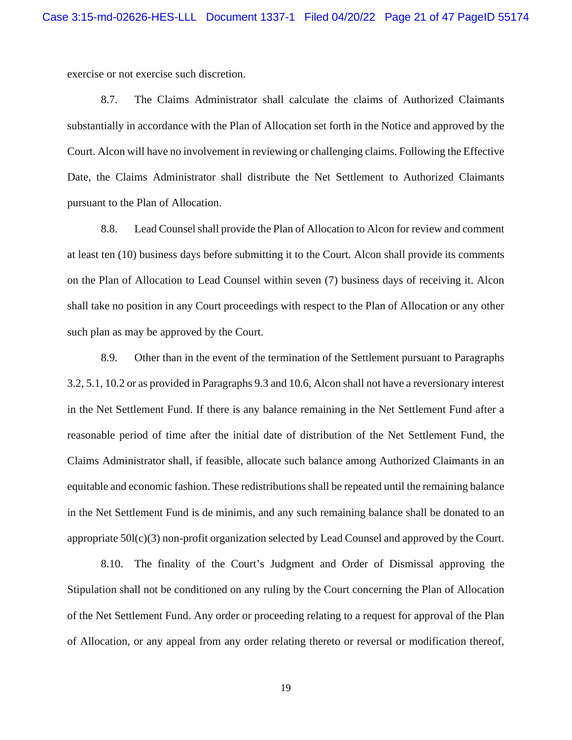exercise or not exercise such discretion.

8.7. The Claims Administrator shall calculate the claims of Authorized Claimants substantially in accordance with the Plan of Allocation set forth in the Notice and approved by the Court. Alcon will have no involvement in reviewing or challenging claims. Following the Effective Date, the Claims Administrator shall distribute the Net Settlement to Authorized Claimants pursuant to the Plan of Allocation.

8.8. Lead Counsel shall provide the Plan of Allocation to Alcon for review and comment at least ten (10) business days before submitting it to the Court. Alcon shall provide its comments on the Plan of Allocation to Lead Counsel within seven (7) business days of receiving it. Alcon shall take no position in any Court proceedings with respect to the Plan of Allocation or any other such plan as may be approved by the Court.

8.9. Other than in the event of the termination of the Settlement pursuant to Paragraphs 3.2, 5.1, 10.2 or as provided in Paragraphs 9.3 and 10.6, Alcon shall not have a reversionary interest in the Net Settlement Fund. If there is any balance remaining in the Net Settlement Fund after a reasonable period of time after the initial date of distribution of the Net Settlement Fund, the Claims Administrator shall, if feasible, allocate such balance among Authorized Claimants in an equitable and economic fashion. These redistributions shall be repeated until the remaining balance in the Net Settlement Fund is de minimis, and any such remaining balance shall be donated to an appropriate 50l(c)(3) non-profit organization selected by Lead Counsel and approved by the Court.

8.10. The finality of the Court's Judgment and Order of Dismissal approving the Stipulation shall not be conditioned on any ruling by the Court concerning the Plan of Allocation of the Net Settlement Fund. Any order or proceeding relating to a request for approval of the Plan of Allocation, or any appeal from any order relating thereto or reversal or modification thereof,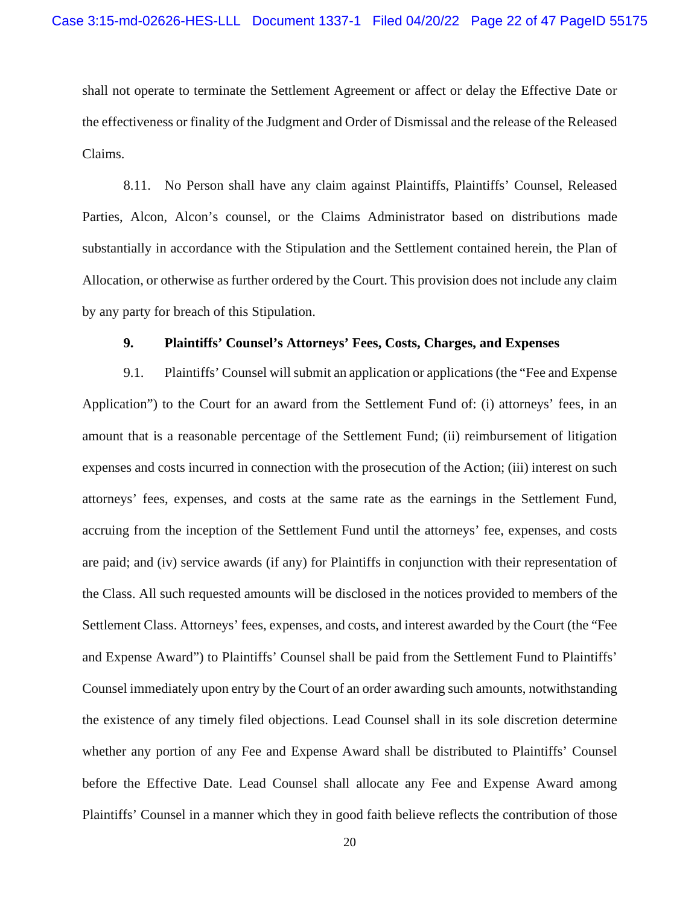shall not operate to terminate the Settlement Agreement or affect or delay the Effective Date or the effectiveness or finality of the Judgment and Order of Dismissal and the release of the Released Claims.

8.11. No Person shall have any claim against Plaintiffs, Plaintiffs' Counsel, Released Parties, Alcon, Alcon's counsel, or the Claims Administrator based on distributions made substantially in accordance with the Stipulation and the Settlement contained herein, the Plan of Allocation, or otherwise as further ordered by the Court. This provision does not include any claim by any party for breach of this Stipulation.

**9. Plaintiffs' Counsel's Attorneys' Fees, Costs, Charges, and Expenses**

9.1. Plaintiffs' Counsel will submit an application or applications (the "Fee and Expense Application") to the Court for an award from the Settlement Fund of: (i) attorneys' fees, in an amount that is a reasonable percentage of the Settlement Fund; (ii) reimbursement of litigation expenses and costs incurred in connection with the prosecution of the Action; (iii) interest on such attorneys' fees, expenses, and costs at the same rate as the earnings in the Settlement Fund, accruing from the inception of the Settlement Fund until the attorneys' fee, expenses, and costs are paid; and (iv) service awards (if any) for Plaintiffs in conjunction with their representation of the Class. All such requested amounts will be disclosed in the notices provided to members of the Settlement Class. Attorneys' fees, expenses, and costs, and interest awarded by the Court (the "Fee and Expense Award") to Plaintiffs' Counsel shall be paid from the Settlement Fund to Plaintiffs' Counsel immediately upon entry by the Court of an order awarding such amounts, notwithstanding the existence of any timely filed objections. Lead Counsel shall in its sole discretion determine whether any portion of any Fee and Expense Award shall be distributed to Plaintiffs' Counsel before the Effective Date. Lead Counsel shall allocate any Fee and Expense Award among Plaintiffs' Counsel in a manner which they in good faith believe reflects the contribution of those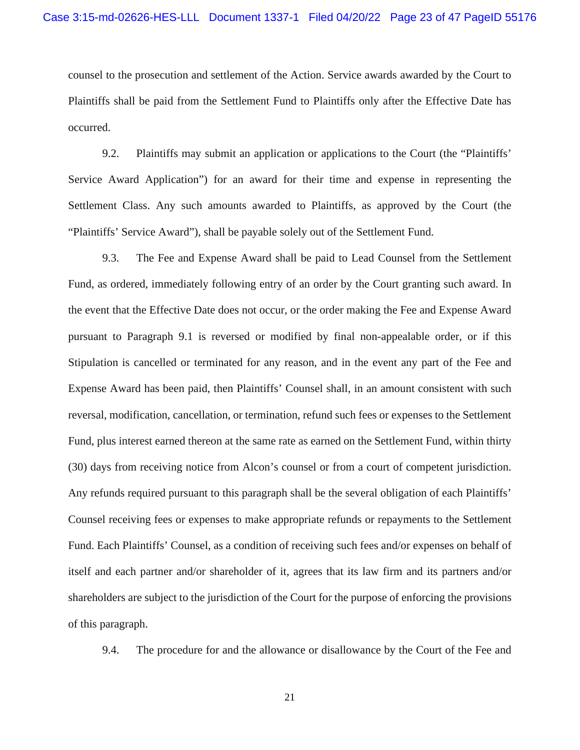counsel to the prosecution and settlement of the Action. Service awards awarded by the Court to Plaintiffs shall be paid from the Settlement Fund to Plaintiffs only after the Effective Date has occurred.

9.2. Plaintiffs may submit an application or applications to the Court (the "Plaintiffs' Service Award Application") for an award for their time and expense in representing the Settlement Class. Any such amounts awarded to Plaintiffs, as approved by the Court (the "Plaintiffs' Service Award"), shall be payable solely out of the Settlement Fund.

9.3. The Fee and Expense Award shall be paid to Lead Counsel from the Settlement Fund, as ordered, immediately following entry of an order by the Court granting such award. In the event that the Effective Date does not occur, or the order making the Fee and Expense Award pursuant to Paragraph 9.1 is reversed or modified by final non-appealable order, or if this Stipulation is cancelled or terminated for any reason, and in the event any part of the Fee and Expense Award has been paid, then Plaintiffs' Counsel shall, in an amount consistent with such reversal, modification, cancellation, or termination, refund such fees or expenses to the Settlement Fund, plus interest earned thereon at the same rate as earned on the Settlement Fund, within thirty (30) days from receiving notice from Alcon's counsel or from a court of competent jurisdiction. Any refunds required pursuant to this paragraph shall be the several obligation of each Plaintiffs' Counsel receiving fees or expenses to make appropriate refunds or repayments to the Settlement Fund. Each Plaintiffs' Counsel, as a condition of receiving such fees and/or expenses on behalf of itself and each partner and/or shareholder of it, agrees that its law firm and its partners and/or shareholders are subject to the jurisdiction of the Court for the purpose of enforcing the provisions of this paragraph.

9.4. The procedure for and the allowance or disallowance by the Court of the Fee and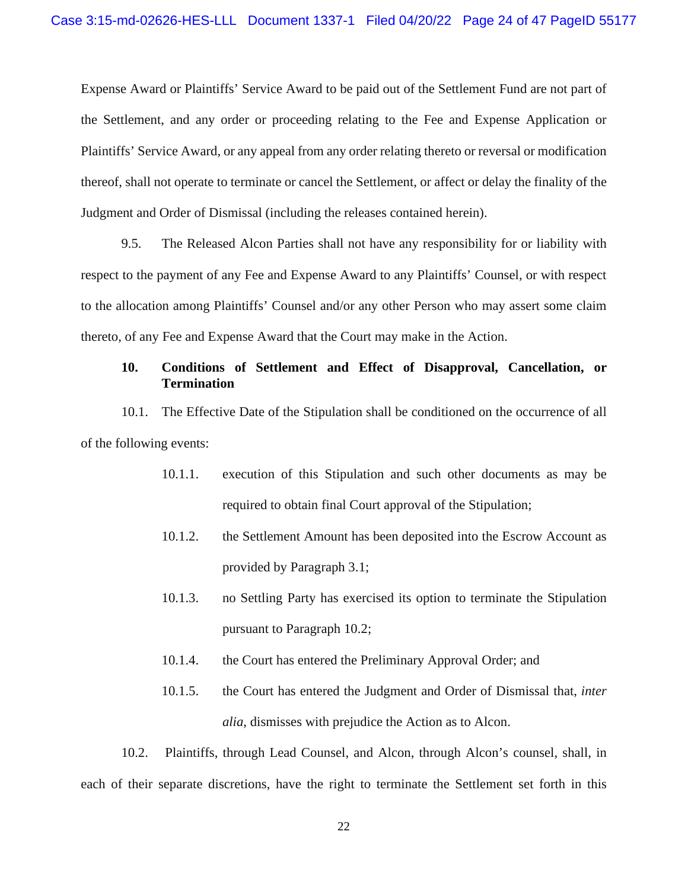Expense Award or Plaintiffs' Service Award to be paid out of the Settlement Fund are not part of the Settlement, and any order or proceeding relating to the Fee and Expense Application or Plaintiffs' Service Award, or any appeal from any order relating thereto or reversal or modification thereof, shall not operate to terminate or cancel the Settlement, or affect or delay the finality of the Judgment and Order of Dismissal (including the releases contained herein).

9.5. The Released Alcon Parties shall not have any responsibility for or liability with respect to the payment of any Fee and Expense Award to any Plaintiffs' Counsel, or with respect to the allocation among Plaintiffs' Counsel and/or any other Person who may assert some claim thereto, of any Fee and Expense Award that the Court may make in the Action.

**10. Conditions of Settlement and Effect of Disapproval, Cancellation, or Termination**

10.1. The Effective Date of the Stipulation shall be conditioned on the occurrence of all of the following events:

10.1.1. execution of this Stipulation and such other documents as may be required to obtain final Court approval of the Stipulation;

10.1.2. the Settlement Amount has been deposited into the Escrow Account as provided by Paragraph 3.1;

10.1.3. no Settling Party has exercised its option to terminate the Stipulation pursuant to Paragraph 10.2;

10.1.4. the Court has entered the Preliminary Approval Order; and

10.1.5. the Court has entered the Judgment and Order of Dismissal that, *inter alia*, dismisses with prejudice the Action as to Alcon.

10.2. Plaintiffs, through Lead Counsel, and Alcon, through Alcon's counsel, shall, in each of their separate discretions, have the right to terminate the Settlement set forth in this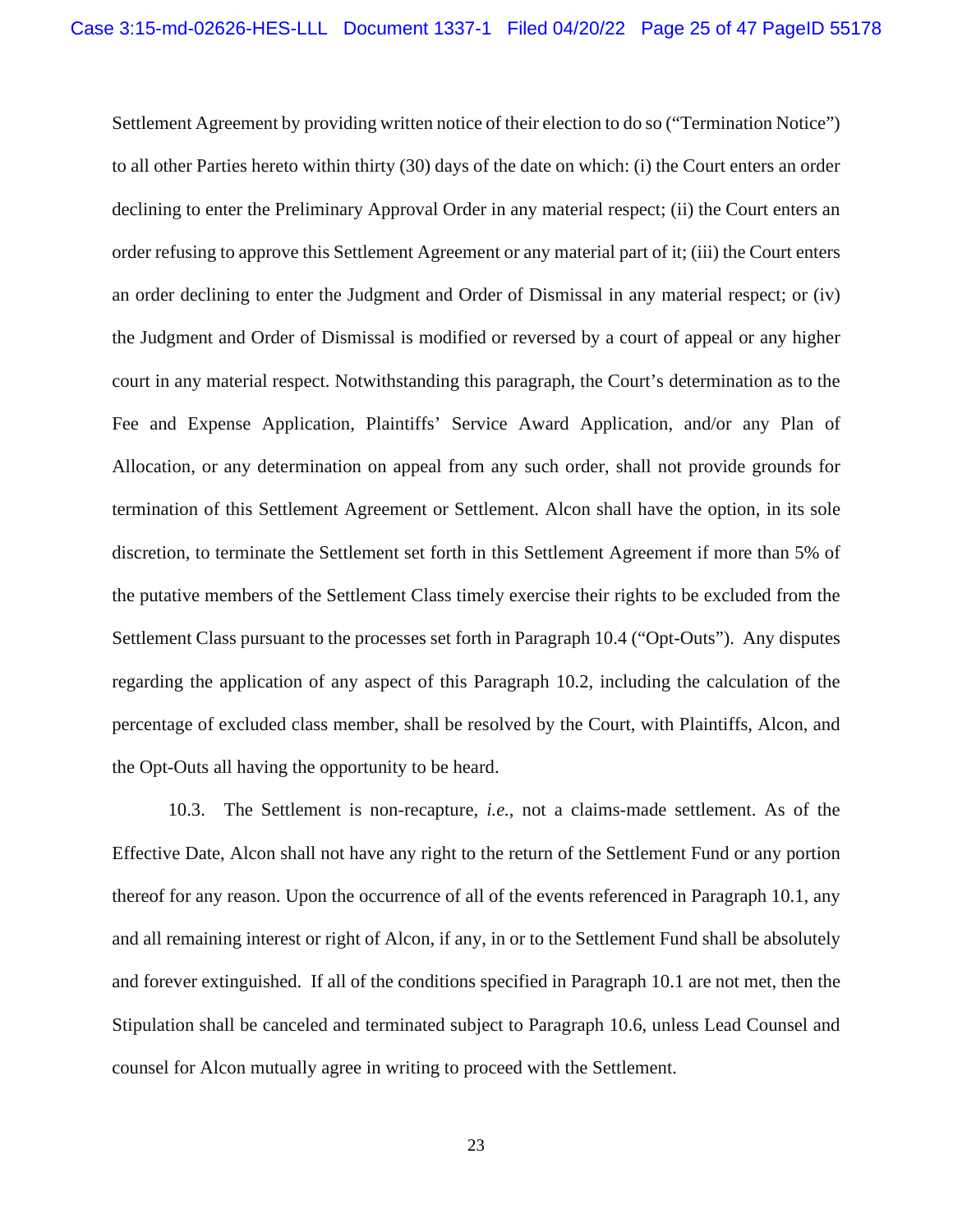Settlement Agreement by providing written notice of their election to do so ("Termination Notice") to all other Parties hereto within thirty (30) days of the date on which: (i) the Court enters an order declining to enter the Preliminary Approval Order in any material respect; (ii) the Court enters an order refusing to approve this Settlement Agreement or any material part of it; (iii) the Court enters an order declining to enter the Judgment and Order of Dismissal in any material respect; or (iv) the Judgment and Order of Dismissal is modified or reversed by a court of appeal or any higher court in any material respect. Notwithstanding this paragraph, the Court's determination as to the Fee and Expense Application, Plaintiffs' Service Award Application, and/or any Plan of Allocation, or any determination on appeal from any such order, shall not provide grounds for termination of this Settlement Agreement or Settlement. Alcon shall have the option, in its sole discretion, to terminate the Settlement set forth in this Settlement Agreement if more than 5% of the putative members of the Settlement Class timely exercise their rights to be excluded from the Settlement Class pursuant to the processes set forth in Paragraph 10.4 ("Opt-Outs"). Any disputes regarding the application of any aspect of this Paragraph 10.2, including the calculation of the percentage of excluded class member, shall be resolved by the Court, with Plaintiffs, Alcon, and the Opt-Outs all having the opportunity to be heard.

10.3. The Settlement is non-recapture, *i.e.*, not a claims-made settlement. As of the Effective Date, Alcon shall not have any right to the return of the Settlement Fund or any portion thereof for any reason. Upon the occurrence of all of the events referenced in Paragraph 10.1, any and all remaining interest or right of Alcon, if any, in or to the Settlement Fund shall be absolutely and forever extinguished. If all of the conditions specified in Paragraph 10.1 are not met, then the Stipulation shall be canceled and terminated subject to Paragraph 10.6, unless Lead Counsel and counsel for Alcon mutually agree in writing to proceed with the Settlement.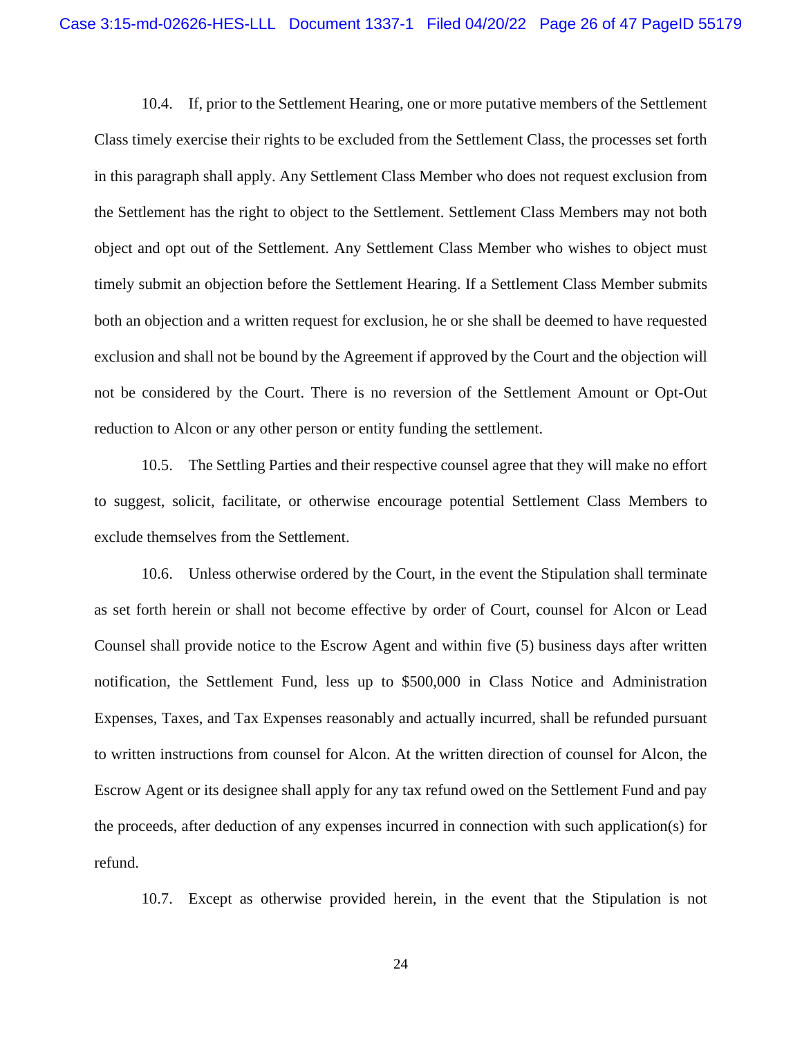10.4. If, prior to the Settlement Hearing, one or more putative members of the Settlement Class timely exercise their rights to be excluded from the Settlement Class, the processes set forth in this paragraph shall apply. Any Settlement Class Member who does not request exclusion from the Settlement has the right to object to the Settlement. Settlement Class Members may not both object and opt out of the Settlement. Any Settlement Class Member who wishes to object must timely submit an objection before the Settlement Hearing. If a Settlement Class Member submits both an objection and a written request for exclusion, he or she shall be deemed to have requested exclusion and shall not be bound by the Agreement if approved by the Court and the objection will not be considered by the Court. There is no reversion of the Settlement Amount or Opt-Out reduction to Alcon or any other person or entity funding the settlement.

10.5. The Settling Parties and their respective counsel agree that they will make no effort to suggest, solicit, facilitate, or otherwise encourage potential Settlement Class Members to exclude themselves from the Settlement.

10.6. Unless otherwise ordered by the Court, in the event the Stipulation shall terminate as set forth herein or shall not become effective by order of Court, counsel for Alcon or Lead Counsel shall provide notice to the Escrow Agent and within five (5) business days after written notification, the Settlement Fund, less up to $500,000 in Class Notice and Administration Expenses, Taxes, and Tax Expenses reasonably and actually incurred, shall be refunded pursuant to written instructions from counsel for Alcon. At the written direction of counsel for Alcon, the Escrow Agent or its designee shall apply for any tax refund owed on the Settlement Fund and pay the proceeds, after deduction of any expenses incurred in connection with such application(s) for refund.

10.7. Except as otherwise provided herein, in the event that the Stipulation is not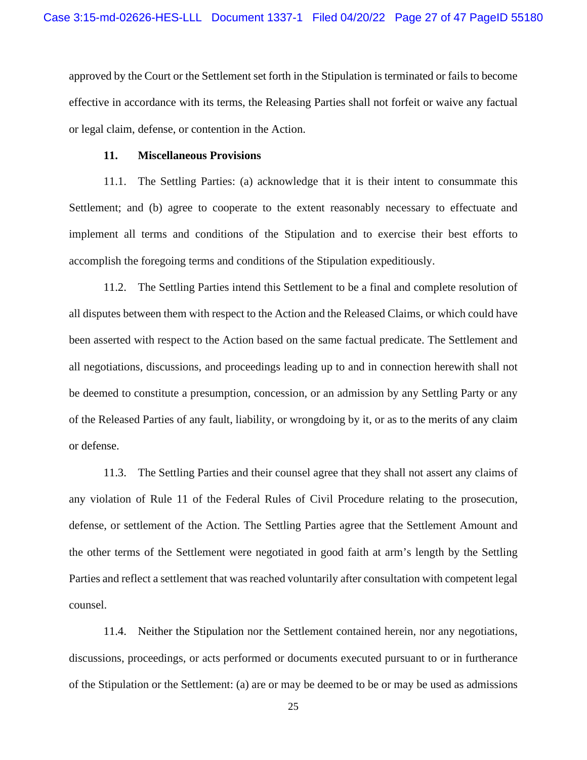approved by the Court or the Settlement set forth in the Stipulation is terminated or fails to become effective in accordance with its terms, the Releasing Parties shall not forfeit or waive any factual or legal claim, defense, or contention in the Action.

**11. Miscellaneous Provisions**

11.1. The Settling Parties: (a) acknowledge that it is their intent to consummate this Settlement; and (b) agree to cooperate to the extent reasonably necessary to effectuate and implement all terms and conditions of the Stipulation and to exercise their best efforts to accomplish the foregoing terms and conditions of the Stipulation expeditiously.

11.2. The Settling Parties intend this Settlement to be a final and complete resolution of all disputes between them with respect to the Action and the Released Claims, or which could have been asserted with respect to the Action based on the same factual predicate. The Settlement and all negotiations, discussions, and proceedings leading up to and in connection herewith shall not be deemed to constitute a presumption, concession, or an admission by any Settling Party or any of the Released Parties of any fault, liability, or wrongdoing by it, or as to the merits of any claim or defense.

11.3. The Settling Parties and their counsel agree that they shall not assert any claims of any violation of Rule 11 of the Federal Rules of Civil Procedure relating to the prosecution, defense, or settlement of the Action. The Settling Parties agree that the Settlement Amount and the other terms of the Settlement were negotiated in good faith at arm's length by the Settling Parties and reflect a settlement that was reached voluntarily after consultation with competent legal counsel.

11.4. Neither the Stipulation nor the Settlement contained herein, nor any negotiations, discussions, proceedings, or acts performed or documents executed pursuant to or in furtherance of the Stipulation or the Settlement: (a) are or may be deemed to be or may be used as admissions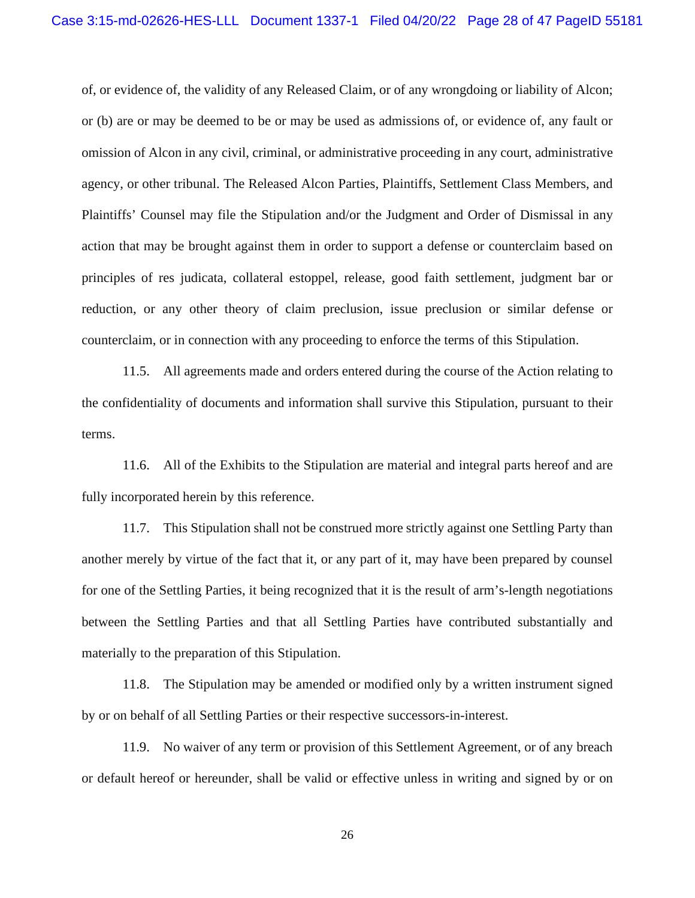of, or evidence of, the validity of any Released Claim, or of any wrongdoing or liability of Alcon; or (b) are or may be deemed to be or may be used as admissions of, or evidence of, any fault or omission of Alcon in any civil, criminal, or administrative proceeding in any court, administrative agency, or other tribunal. The Released Alcon Parties, Plaintiffs, Settlement Class Members, and Plaintiffs' Counsel may file the Stipulation and/or the Judgment and Order of Dismissal in any action that may be brought against them in order to support a defense or counterclaim based on principles of res judicata, collateral estoppel, release, good faith settlement, judgment bar or reduction, or any other theory of claim preclusion, issue preclusion or similar defense or counterclaim, or in connection with any proceeding to enforce the terms of this Stipulation.

11.5. All agreements made and orders entered during the course of the Action relating to the confidentiality of documents and information shall survive this Stipulation, pursuant to their terms.

11.6. All of the Exhibits to the Stipulation are material and integral parts hereof and are fully incorporated herein by this reference.

11.7. This Stipulation shall not be construed more strictly against one Settling Party than another merely by virtue of the fact that it, or any part of it, may have been prepared by counsel for one of the Settling Parties, it being recognized that it is the result of arm's-length negotiations between the Settling Parties and that all Settling Parties have contributed substantially and materially to the preparation of this Stipulation.

11.8. The Stipulation may be amended or modified only by a written instrument signed by or on behalf of all Settling Parties or their respective successors-in-interest.

11.9. No waiver of any term or provision of this Settlement Agreement, or of any breach or default hereof or hereunder, shall be valid or effective unless in writing and signed by or on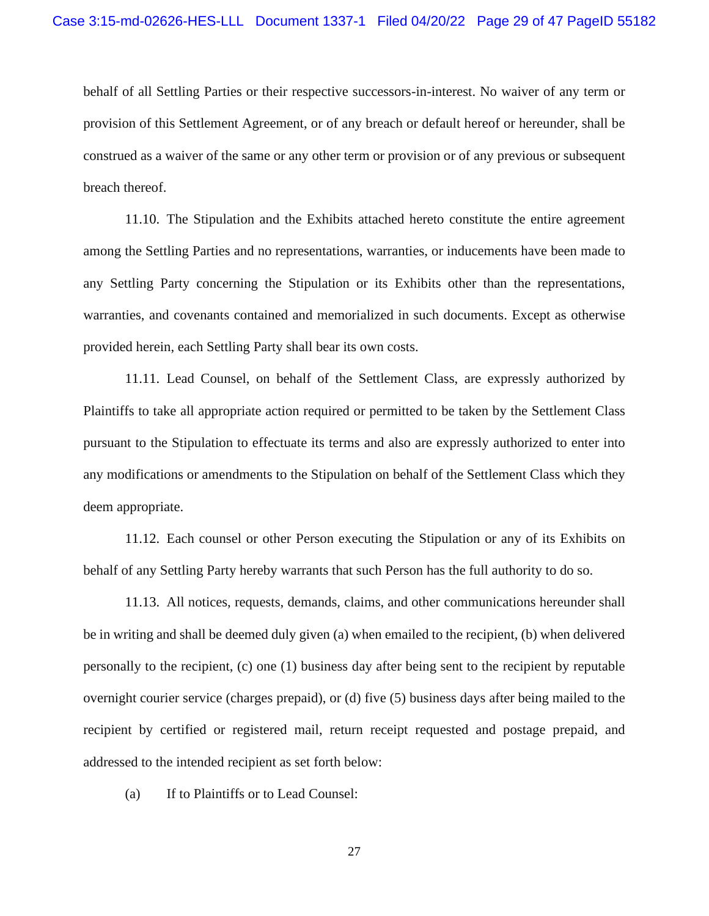behalf of all Settling Parties or their respective successors-in-interest. No waiver of any term or provision of this Settlement Agreement, or of any breach or default hereof or hereunder, shall be construed as a waiver of the same or any other term or provision or of any previous or subsequent breach thereof.

11.10. The Stipulation and the Exhibits attached hereto constitute the entire agreement among the Settling Parties and no representations, warranties, or inducements have been made to any Settling Party concerning the Stipulation or its Exhibits other than the representations, warranties, and covenants contained and memorialized in such documents. Except as otherwise provided herein, each Settling Party shall bear its own costs.

11.11. Lead Counsel, on behalf of the Settlement Class, are expressly authorized by Plaintiffs to take all appropriate action required or permitted to be taken by the Settlement Class pursuant to the Stipulation to effectuate its terms and also are expressly authorized to enter into any modifications or amendments to the Stipulation on behalf of the Settlement Class which they deem appropriate.

11.12. Each counsel or other Person executing the Stipulation or any of its Exhibits on behalf of any Settling Party hereby warrants that such Person has the full authority to do so.

11.13. All notices, requests, demands, claims, and other communications hereunder shall be in writing and shall be deemed duly given (a) when emailed to the recipient, (b) when delivered personally to the recipient, (c) one (1) business day after being sent to the recipient by reputable overnight courier service (charges prepaid), or (d) five (5) business days after being mailed to the recipient by certified or registered mail, return receipt requested and postage prepaid, and addressed to the intended recipient as set forth below:

(a) If to Plaintiffs or to Lead Counsel: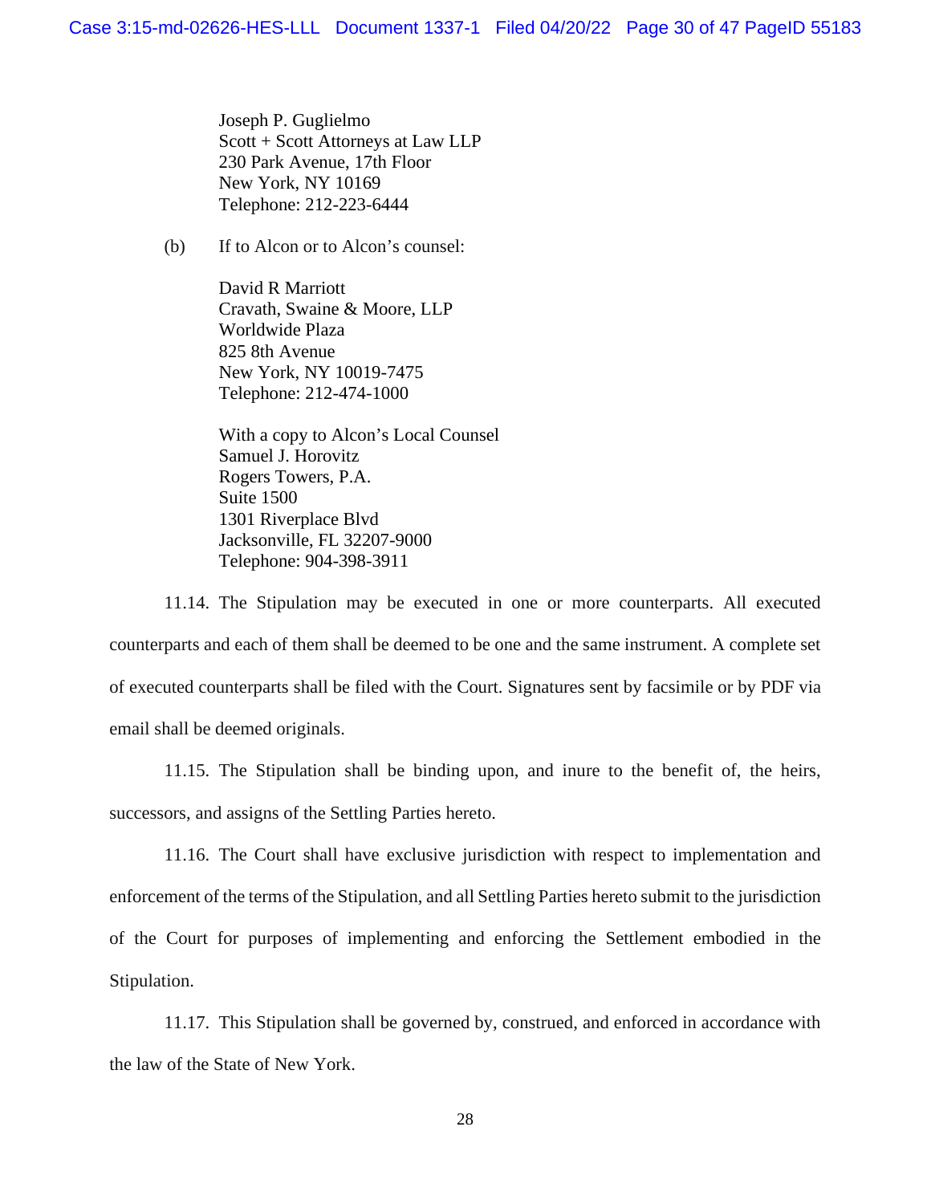Joseph P. Guglielmo
Scott + Scott Attorneys at Law LLP
230 Park Avenue, 17th Floor
New York, NY 10169
Telephone: 212-223-6444

(b) If to Alcon or to Alcon's counsel:

David R Marriott
Cravath, Swaine & Moore, LLP
Worldwide Plaza
825 8th Avenue
New York, NY 10019-7475
Telephone: 212-474-1000

With a copy to Alcon's Local Counsel
Samuel J. Horovitz
Rogers Towers, P.A.
Suite 1500
1301 Riverplace Blvd
Jacksonville, FL 32207-9000
Telephone: 904-398-3911

11.14. The Stipulation may be executed in one or more counterparts. All executed counterparts and each of them shall be deemed to be one and the same instrument. A complete set of executed counterparts shall be filed with the Court. Signatures sent by facsimile or by PDF via email shall be deemed originals.

11.15. The Stipulation shall be binding upon, and inure to the benefit of, the heirs, successors, and assigns of the Settling Parties hereto.

11.16. The Court shall have exclusive jurisdiction with respect to implementation and enforcement of the terms of the Stipulation, and all Settling Parties hereto submit to the jurisdiction of the Court for purposes of implementing and enforcing the Settlement embodied in the Stipulation.

11.17. This Stipulation shall be governed by, construed, and enforced in accordance with the law of the State of New York.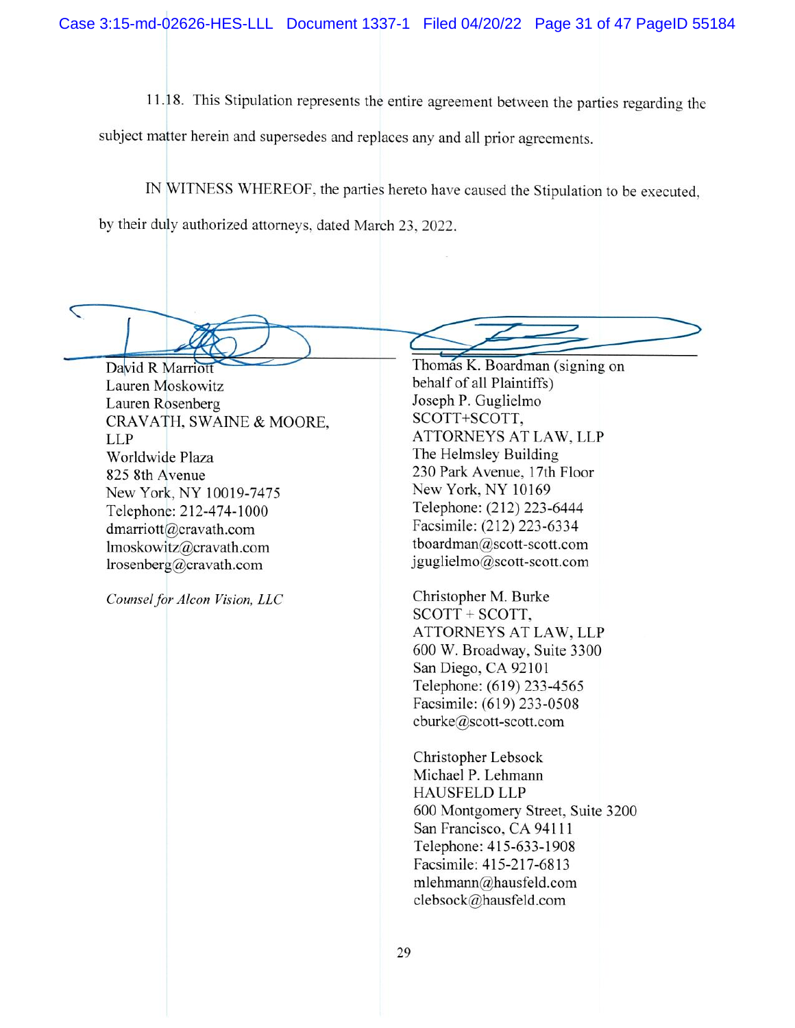11.18. This Stipulation represents the entire agreement between the parties regarding the subject matter herein and supersedes and replaces any and all prior agreements.

IN WITNESS WHEREOF, the parties hereto have caused the Stipulation to be executed, by their duly authorized attorneys, dated March 23, 2022.

David R Marriott
Lauren Moskowitz
Lauren Rosenberg
CRAVATH, SWAINE & MOORE, LLP
Worldwide Plaza
825 8th Avenue
New York, NY 10019-7475
Telephone: 212-474-1000
dmarriott@cravath.com
lmoskowitz@cravath.com
lrosenberg@cravath.com

*Counsel for Alcon Vision, LLC*

Thomas K. Boardman (signing on behalf of all Plaintiffs)
Joseph P. Guglielmo
SCOTT+SCOTT, ATTORNEYS AT LAW, LLP
The Helmsley Building
230 Park Avenue, 17th Floor
New York, NY 10169
Telephone: (212) 223-6444
Facsimile: (212) 223-6334
tboardman@scott-scott.com
jguglielmo@scott-scott.com

Christopher M. Burke
SCOTT + SCOTT, ATTORNEYS AT LAW, LLP
600 W. Broadway, Suite 3300
San Diego, CA 92101
Telephone: (619) 233-4565
Facsimile: (619) 233-0508
cburke@scott-scott.com

Christopher Lebsock
Michael P. Lehmann
HAUSFELD LLP
600 Montgomery Street, Suite 3200
San Francisco, CA 94111
Telephone: 415-633-1908
Facsimile: 415-217-6813
mlehmann@hausfeld.com
clebsock@hausfeld.com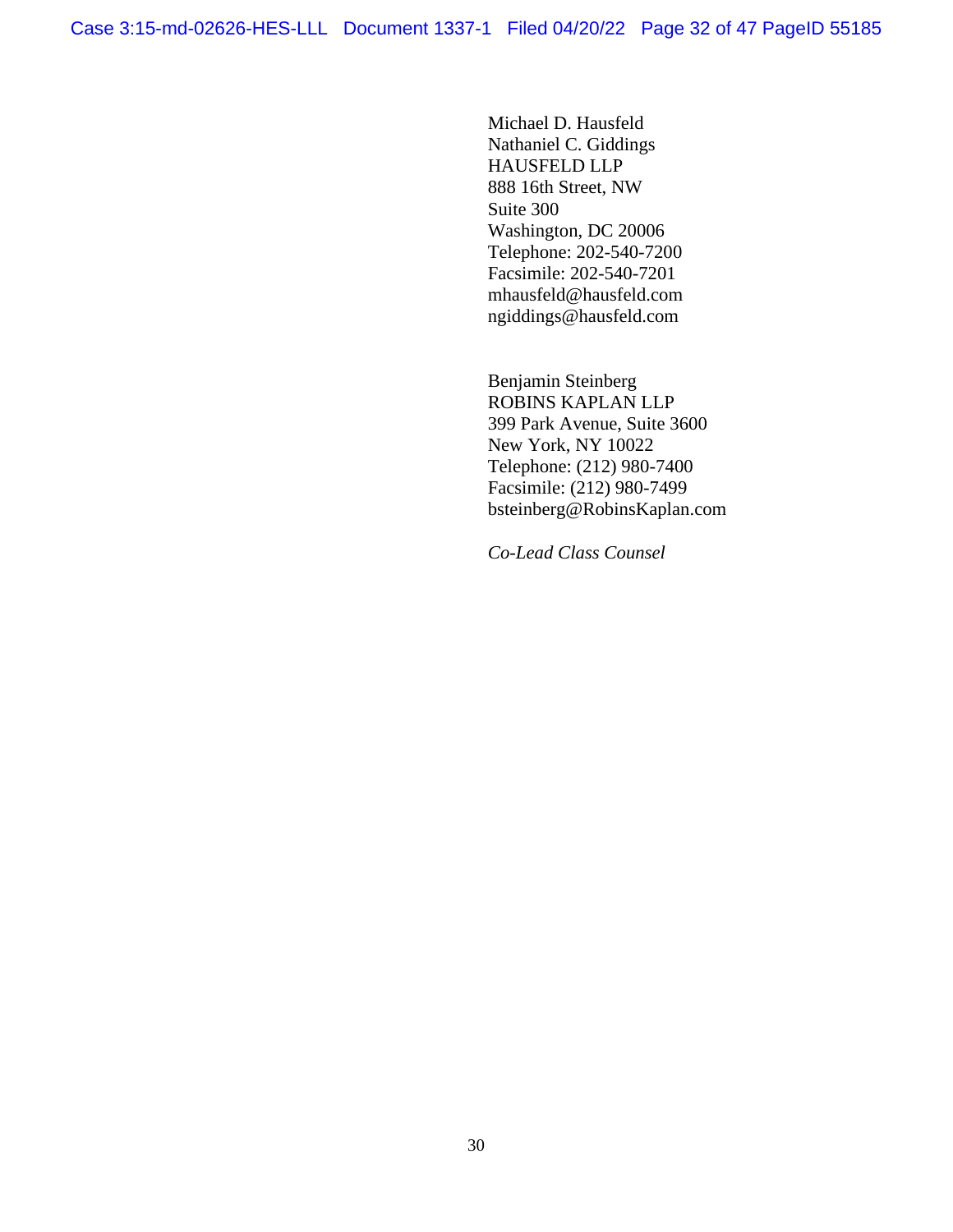Michael D. Hausfeld
Nathaniel C. Giddings
HAUSFELD LLP
888 16th Street, NW
Suite 300
Washington, DC 20006
Telephone: 202-540-7200
Facsimile: 202-540-7201
mhausfeld@hausfeld.com
ngiddings@hausfeld.com

Benjamin Steinberg
ROBINS KAPLAN LLP
399 Park Avenue, Suite 3600
New York, NY 10022
Telephone: (212) 980-7400
Facsimile: (212) 980-7499
bsteinberg@RobinsKaplan.com

*Co-Lead Class Counsel*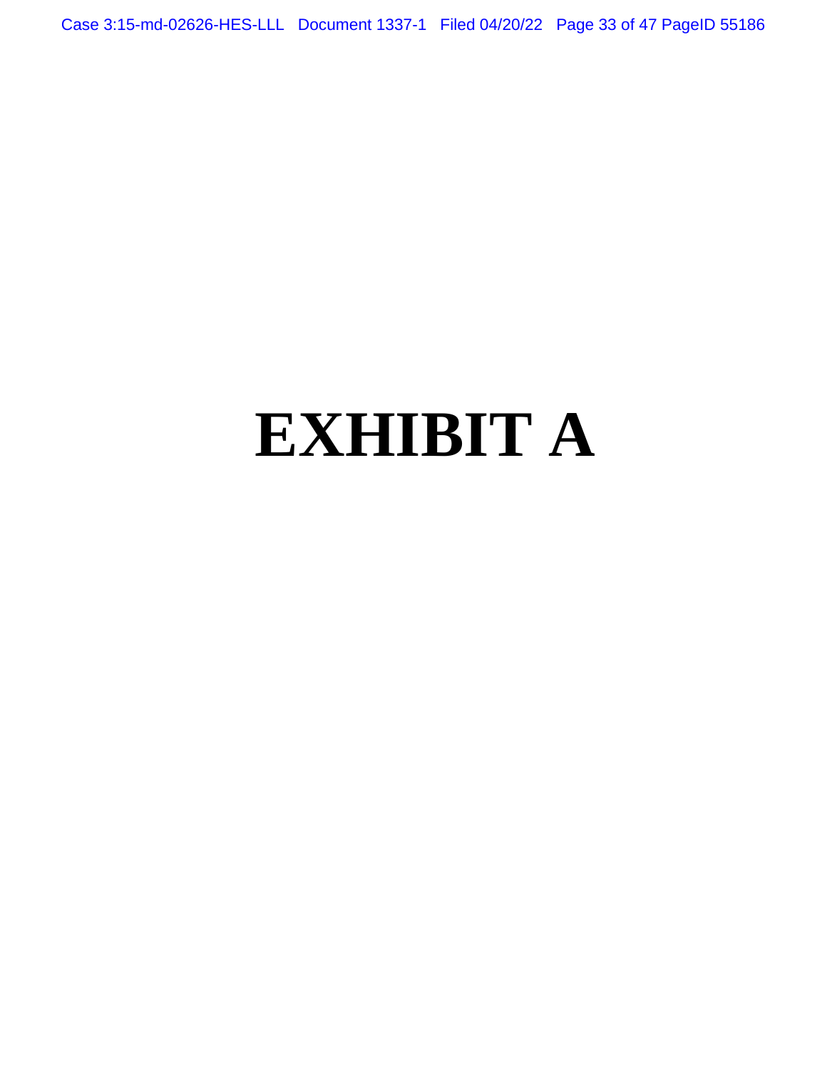# EXHIBIT A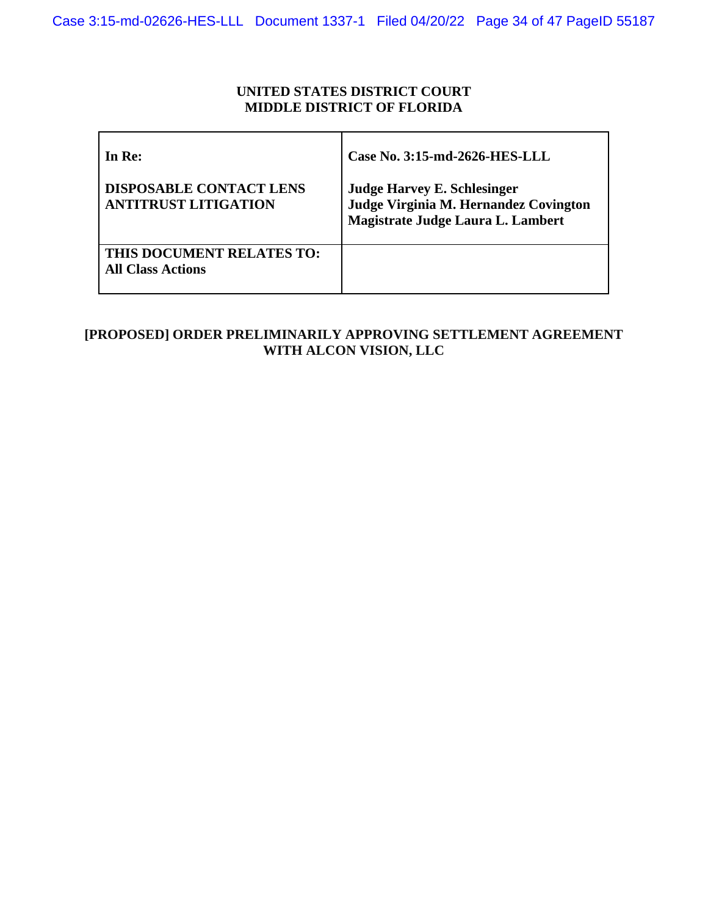**UNITED STATES DISTRICT COURT**
**MIDDLE DISTRICT OF FLORIDA**

| **In Re:**<br><br>**DISPOSABLE CONTACT LENS ANTITRUST LITIGATION** | **Case No. 3:15-md-2626-HES-LLL**<br><br>**Judge Harvey E. Schlesinger**<br>**Judge Virginia M. Hernandez Covington**<br>**Magistrate Judge Laura L. Lambert** |
|---|---|
| **THIS DOCUMENT RELATES TO:**<br>**All Class Actions** | |

**[PROPOSED] ORDER PRELIMINARILY APPROVING SETTLEMENT AGREEMENT WITH ALCON VISION, LLC**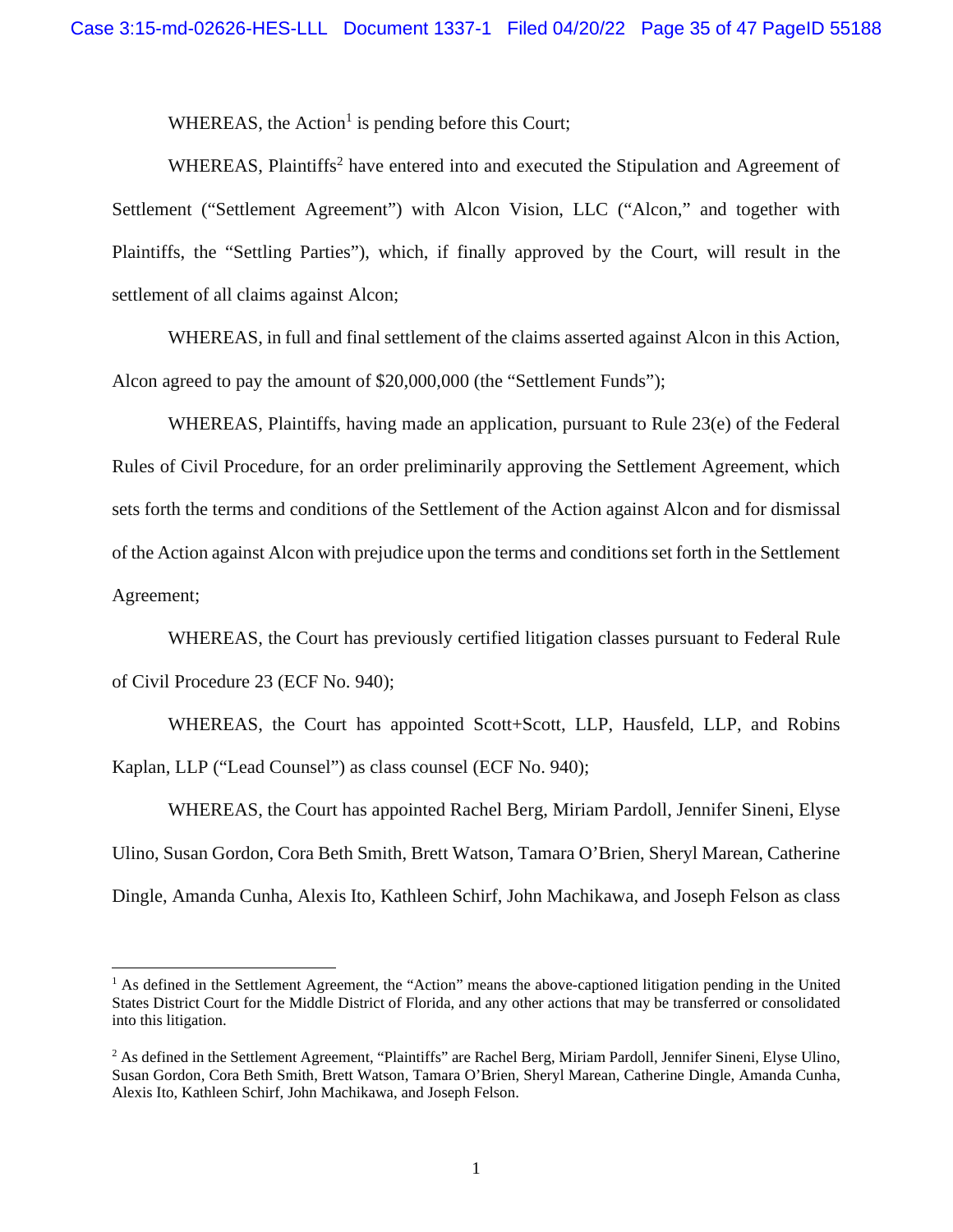WHEREAS, the Action[1] is pending before this Court;

WHEREAS, Plaintiffs[2] have entered into and executed the Stipulation and Agreement of Settlement ("Settlement Agreement") with Alcon Vision, LLC ("Alcon," and together with Plaintiffs, the "Settling Parties"), which, if finally approved by the Court, will result in the settlement of all claims against Alcon;

WHEREAS, in full and final settlement of the claims asserted against Alcon in this Action, Alcon agreed to pay the amount of $20,000,000 (the "Settlement Funds");

WHEREAS, Plaintiffs, having made an application, pursuant to Rule 23(e) of the Federal Rules of Civil Procedure, for an order preliminarily approving the Settlement Agreement, which sets forth the terms and conditions of the Settlement of the Action against Alcon and for dismissal of the Action against Alcon with prejudice upon the terms and conditions set forth in the Settlement Agreement;

WHEREAS, the Court has previously certified litigation classes pursuant to Federal Rule of Civil Procedure 23 (ECF No. 940);

WHEREAS, the Court has appointed Scott+Scott, LLP, Hausfeld, LLP, and Robins Kaplan, LLP ("Lead Counsel") as class counsel (ECF No. 940);

WHEREAS, the Court has appointed Rachel Berg, Miriam Pardoll, Jennifer Sineni, Elyse Ulino, Susan Gordon, Cora Beth Smith, Brett Watson, Tamara O'Brien, Sheryl Marean, Catherine Dingle, Amanda Cunha, Alexis Ito, Kathleen Schirf, John Machikawa, and Joseph Felson as class

---

[1] As defined in the Settlement Agreement, the "Action" means the above-captioned litigation pending in the United States District Court for the Middle District of Florida, and any other actions that may be transferred or consolidated into this litigation.

[2] As defined in the Settlement Agreement, "Plaintiffs" are Rachel Berg, Miriam Pardoll, Jennifer Sineni, Elyse Ulino, Susan Gordon, Cora Beth Smith, Brett Watson, Tamara O'Brien, Sheryl Marean, Catherine Dingle, Amanda Cunha, Alexis Ito, Kathleen Schirf, John Machikawa, and Joseph Felson.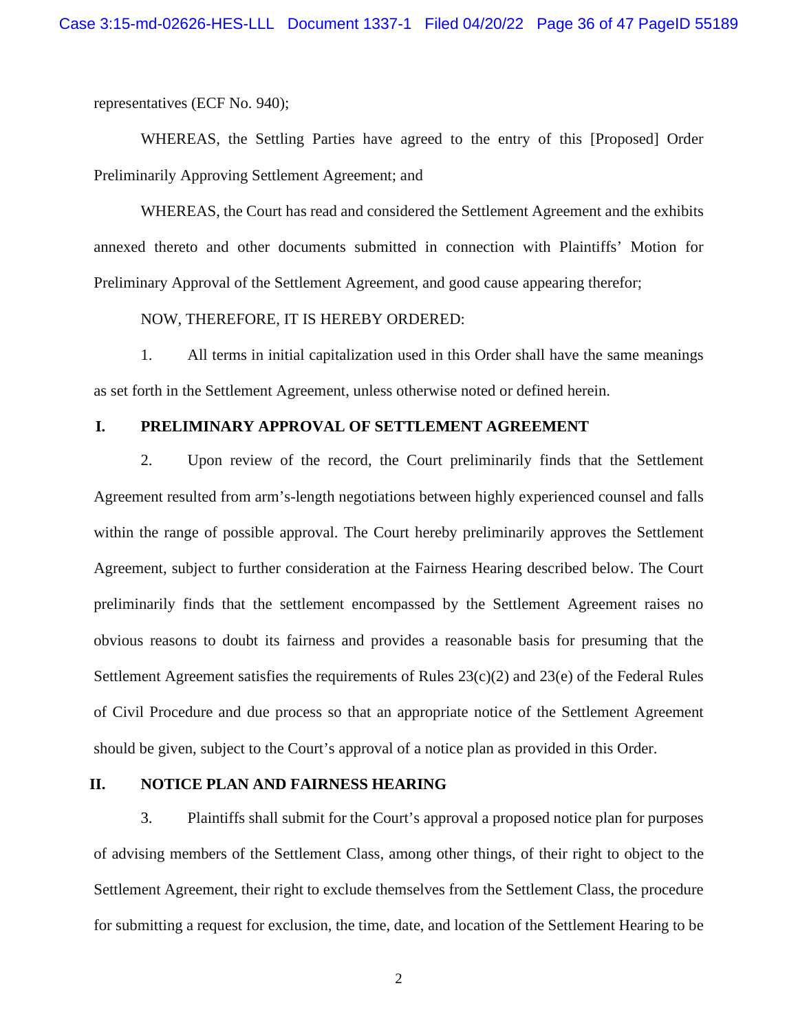representatives (ECF No. 940);

WHEREAS, the Settling Parties have agreed to the entry of this [Proposed] Order Preliminarily Approving Settlement Agreement; and

WHEREAS, the Court has read and considered the Settlement Agreement and the exhibits annexed thereto and other documents submitted in connection with Plaintiffs' Motion for Preliminary Approval of the Settlement Agreement, and good cause appearing therefor;

NOW, THEREFORE, IT IS HEREBY ORDERED:

1. All terms in initial capitalization used in this Order shall have the same meanings as set forth in the Settlement Agreement, unless otherwise noted or defined herein.

## I. PRELIMINARY APPROVAL OF SETTLEMENT AGREEMENT

2. Upon review of the record, the Court preliminarily finds that the Settlement Agreement resulted from arm's-length negotiations between highly experienced counsel and falls within the range of possible approval. The Court hereby preliminarily approves the Settlement Agreement, subject to further consideration at the Fairness Hearing described below. The Court preliminarily finds that the settlement encompassed by the Settlement Agreement raises no obvious reasons to doubt its fairness and provides a reasonable basis for presuming that the Settlement Agreement satisfies the requirements of Rules 23(c)(2) and 23(e) of the Federal Rules of Civil Procedure and due process so that an appropriate notice of the Settlement Agreement should be given, subject to the Court's approval of a notice plan as provided in this Order.

## II. NOTICE PLAN AND FAIRNESS HEARING

3. Plaintiffs shall submit for the Court's approval a proposed notice plan for purposes of advising members of the Settlement Class, among other things, of their right to object to the Settlement Agreement, their right to exclude themselves from the Settlement Class, the procedure for submitting a request for exclusion, the time, date, and location of the Settlement Hearing to be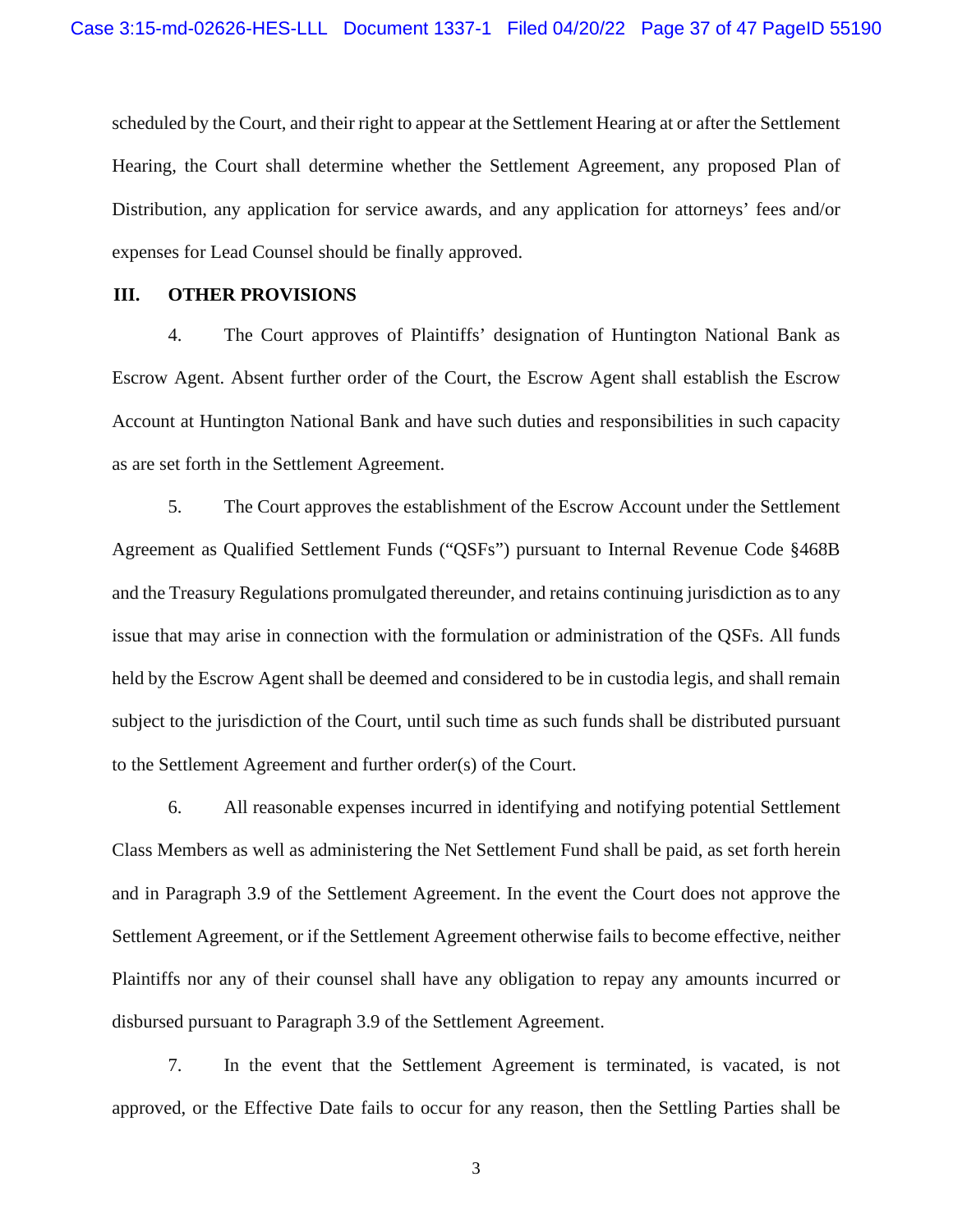scheduled by the Court, and their right to appear at the Settlement Hearing at or after the Settlement Hearing, the Court shall determine whether the Settlement Agreement, any proposed Plan of Distribution, any application for service awards, and any application for attorneys' fees and/or expenses for Lead Counsel should be finally approved.

## III. OTHER PROVISIONS

4. The Court approves of Plaintiffs' designation of Huntington National Bank as Escrow Agent. Absent further order of the Court, the Escrow Agent shall establish the Escrow Account at Huntington National Bank and have such duties and responsibilities in such capacity as are set forth in the Settlement Agreement.

5. The Court approves the establishment of the Escrow Account under the Settlement Agreement as Qualified Settlement Funds ("QSFs") pursuant to Internal Revenue Code §468B and the Treasury Regulations promulgated thereunder, and retains continuing jurisdiction as to any issue that may arise in connection with the formulation or administration of the QSFs. All funds held by the Escrow Agent shall be deemed and considered to be in custodia legis, and shall remain subject to the jurisdiction of the Court, until such time as such funds shall be distributed pursuant to the Settlement Agreement and further order(s) of the Court.

6. All reasonable expenses incurred in identifying and notifying potential Settlement Class Members as well as administering the Net Settlement Fund shall be paid, as set forth herein and in Paragraph 3.9 of the Settlement Agreement. In the event the Court does not approve the Settlement Agreement, or if the Settlement Agreement otherwise fails to become effective, neither Plaintiffs nor any of their counsel shall have any obligation to repay any amounts incurred or disbursed pursuant to Paragraph 3.9 of the Settlement Agreement.

7. In the event that the Settlement Agreement is terminated, is vacated, is not approved, or the Effective Date fails to occur for any reason, then the Settling Parties shall be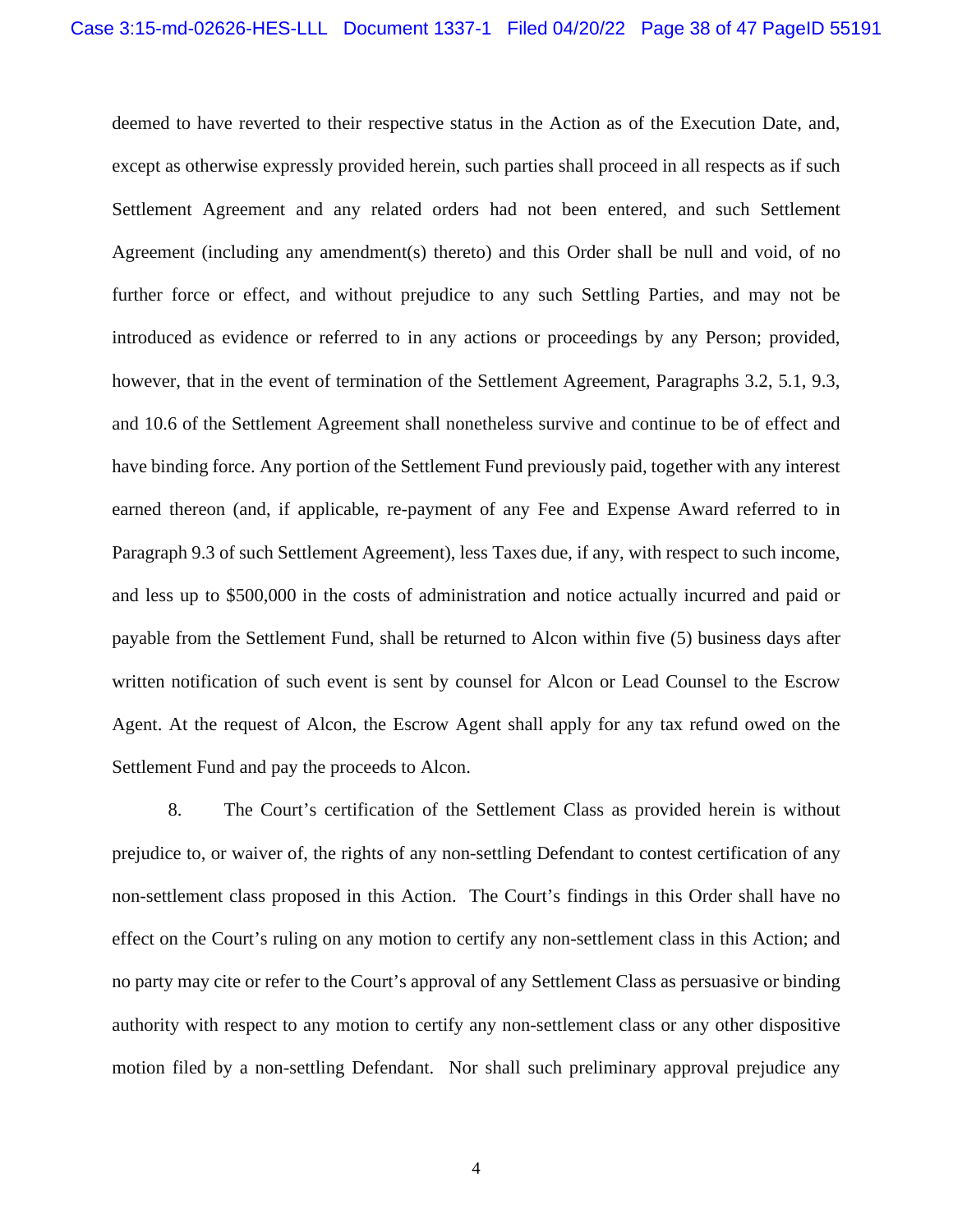deemed to have reverted to their respective status in the Action as of the Execution Date, and, except as otherwise expressly provided herein, such parties shall proceed in all respects as if such Settlement Agreement and any related orders had not been entered, and such Settlement Agreement (including any amendment(s) thereto) and this Order shall be null and void, of no further force or effect, and without prejudice to any such Settling Parties, and may not be introduced as evidence or referred to in any actions or proceedings by any Person; provided, however, that in the event of termination of the Settlement Agreement, Paragraphs 3.2, 5.1, 9.3, and 10.6 of the Settlement Agreement shall nonetheless survive and continue to be of effect and have binding force. Any portion of the Settlement Fund previously paid, together with any interest earned thereon (and, if applicable, re-payment of any Fee and Expense Award referred to in Paragraph 9.3 of such Settlement Agreement), less Taxes due, if any, with respect to such income, and less up to $500,000 in the costs of administration and notice actually incurred and paid or payable from the Settlement Fund, shall be returned to Alcon within five (5) business days after written notification of such event is sent by counsel for Alcon or Lead Counsel to the Escrow Agent. At the request of Alcon, the Escrow Agent shall apply for any tax refund owed on the Settlement Fund and pay the proceeds to Alcon.

8. The Court's certification of the Settlement Class as provided herein is without prejudice to, or waiver of, the rights of any non-settling Defendant to contest certification of any non-settlement class proposed in this Action. The Court's findings in this Order shall have no effect on the Court's ruling on any motion to certify any non-settlement class in this Action; and no party may cite or refer to the Court's approval of any Settlement Class as persuasive or binding authority with respect to any motion to certify any non-settlement class or any other dispositive motion filed by a non-settling Defendant. Nor shall such preliminary approval prejudice any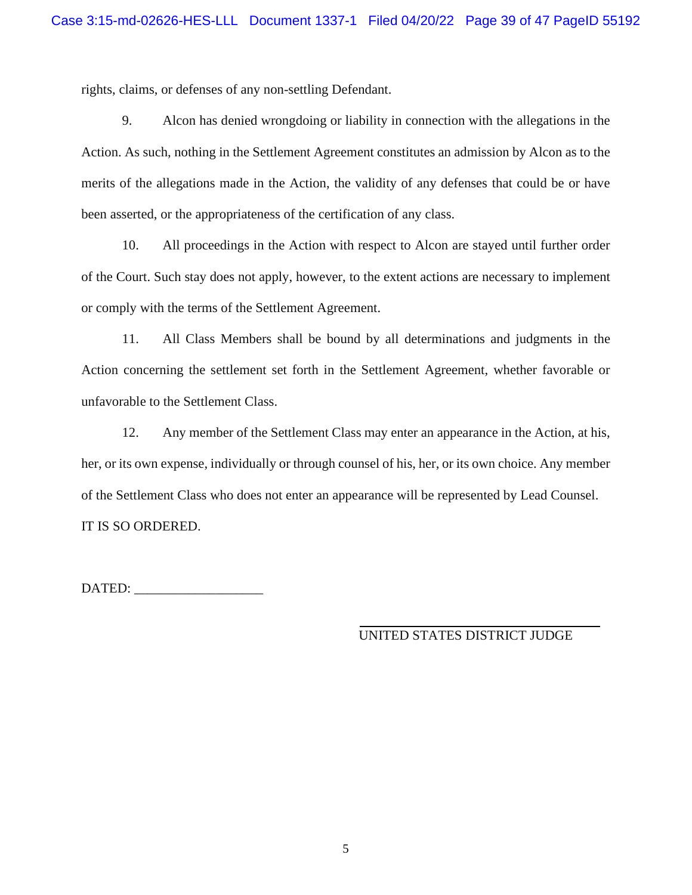rights, claims, or defenses of any non-settling Defendant.

9. Alcon has denied wrongdoing or liability in connection with the allegations in the Action. As such, nothing in the Settlement Agreement constitutes an admission by Alcon as to the merits of the allegations made in the Action, the validity of any defenses that could be or have been asserted, or the appropriateness of the certification of any class.

10. All proceedings in the Action with respect to Alcon are stayed until further order of the Court. Such stay does not apply, however, to the extent actions are necessary to implement or comply with the terms of the Settlement Agreement.

11. All Class Members shall be bound by all determinations and judgments in the Action concerning the settlement set forth in the Settlement Agreement, whether favorable or unfavorable to the Settlement Class.

12. Any member of the Settlement Class may enter an appearance in the Action, at his, her, or its own expense, individually or through counsel of his, her, or its own choice. Any member of the Settlement Class who does not enter an appearance will be represented by Lead Counsel.

IT IS SO ORDERED.

DATED: ___________________

_______________________________
UNITED STATES DISTRICT JUDGE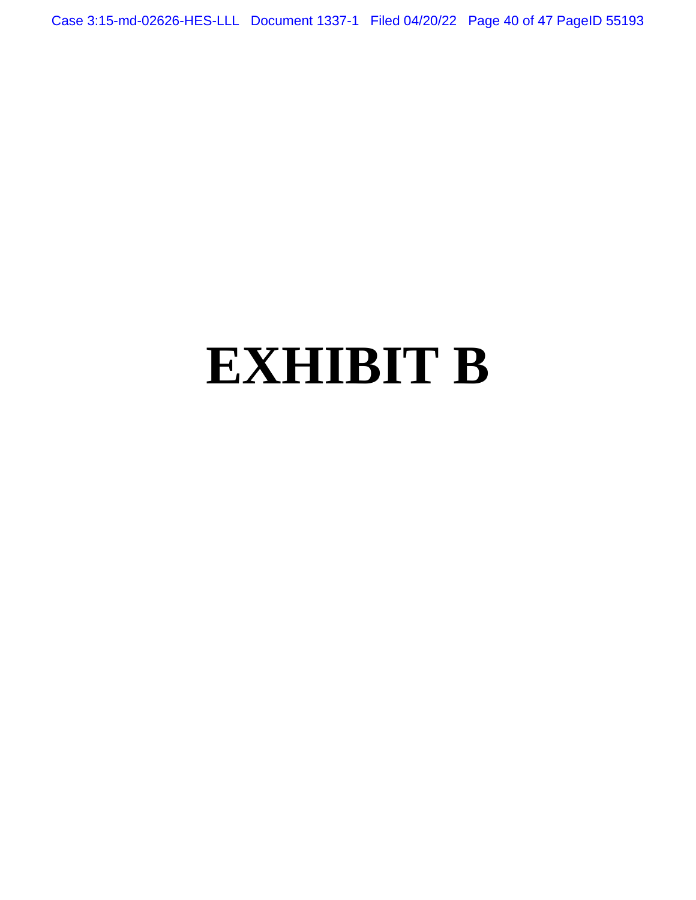# EXHIBIT B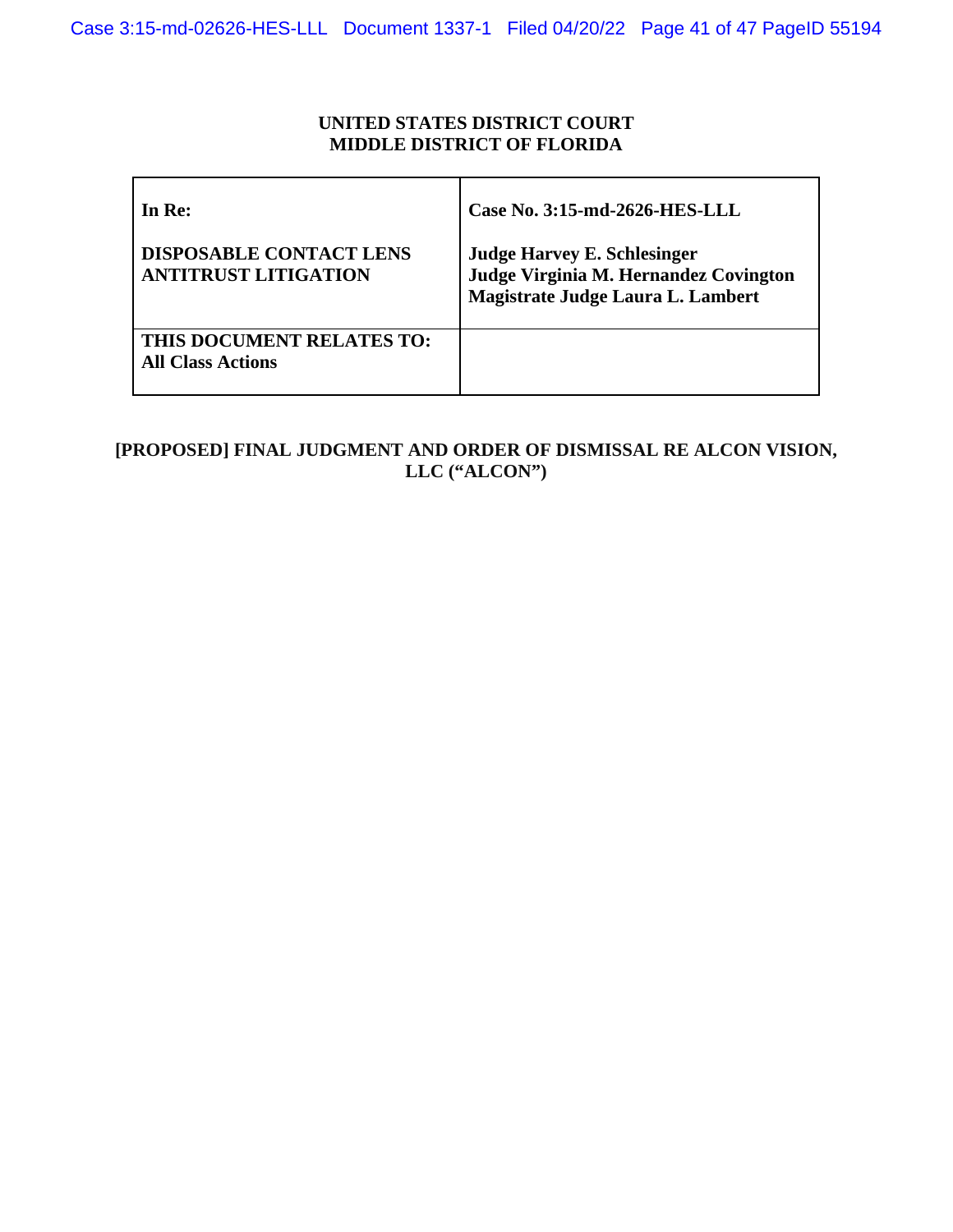**UNITED STATES DISTRICT COURT**
**MIDDLE DISTRICT OF FLORIDA**

| **In Re:**<br><br>**DISPOSABLE CONTACT LENS ANTITRUST LITIGATION** | **Case No. 3:15-md-2626-HES-LLL**<br><br>**Judge Harvey E. Schlesinger**<br>**Judge Virginia M. Hernandez Covington**<br>**Magistrate Judge Laura L. Lambert** |
|---|---|
| **THIS DOCUMENT RELATES TO: All Class Actions** | |

**[PROPOSED] FINAL JUDGMENT AND ORDER OF DISMISSAL RE ALCON VISION, LLC ("ALCON")**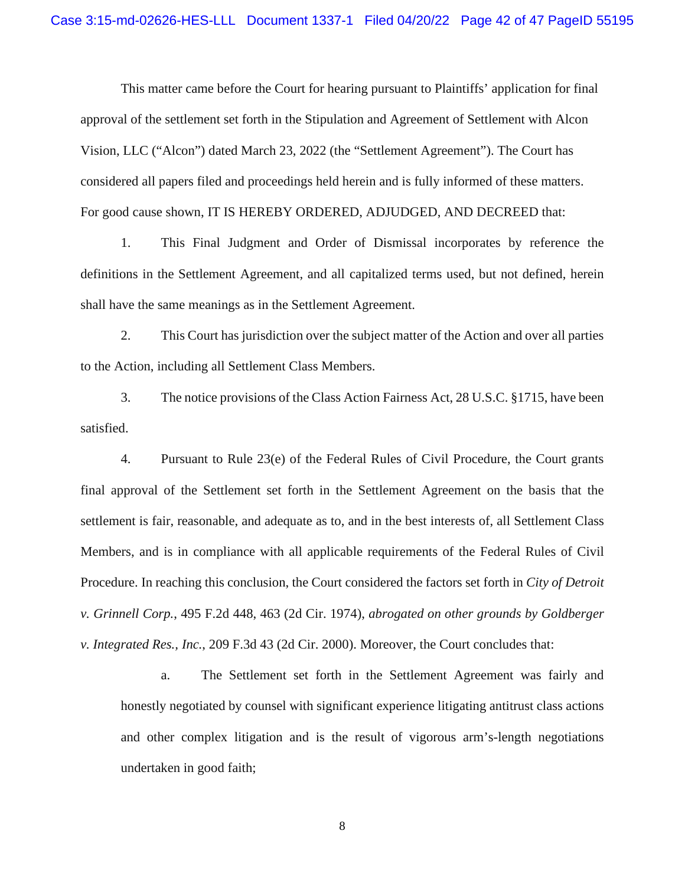This matter came before the Court for hearing pursuant to Plaintiffs' application for final approval of the settlement set forth in the Stipulation and Agreement of Settlement with Alcon Vision, LLC ("Alcon") dated March 23, 2022 (the "Settlement Agreement"). The Court has considered all papers filed and proceedings held herein and is fully informed of these matters. For good cause shown, IT IS HEREBY ORDERED, ADJUDGED, AND DECREED that:

1. This Final Judgment and Order of Dismissal incorporates by reference the definitions in the Settlement Agreement, and all capitalized terms used, but not defined, herein shall have the same meanings as in the Settlement Agreement.

2. This Court has jurisdiction over the subject matter of the Action and over all parties to the Action, including all Settlement Class Members.

3. The notice provisions of the Class Action Fairness Act, 28 U.S.C. §1715, have been satisfied.

4. Pursuant to Rule 23(e) of the Federal Rules of Civil Procedure, the Court grants final approval of the Settlement set forth in the Settlement Agreement on the basis that the settlement is fair, reasonable, and adequate as to, and in the best interests of, all Settlement Class Members, and is in compliance with all applicable requirements of the Federal Rules of Civil Procedure. In reaching this conclusion, the Court considered the factors set forth in *City of Detroit v. Grinnell Corp.*, 495 F.2d 448, 463 (2d Cir. 1974), *abrogated on other grounds by Goldberger v. Integrated Res., Inc.*, 209 F.3d 43 (2d Cir. 2000). Moreover, the Court concludes that:

   a. The Settlement set forth in the Settlement Agreement was fairly and honestly negotiated by counsel with significant experience litigating antitrust class actions and other complex litigation and is the result of vigorous arm's-length negotiations undertaken in good faith;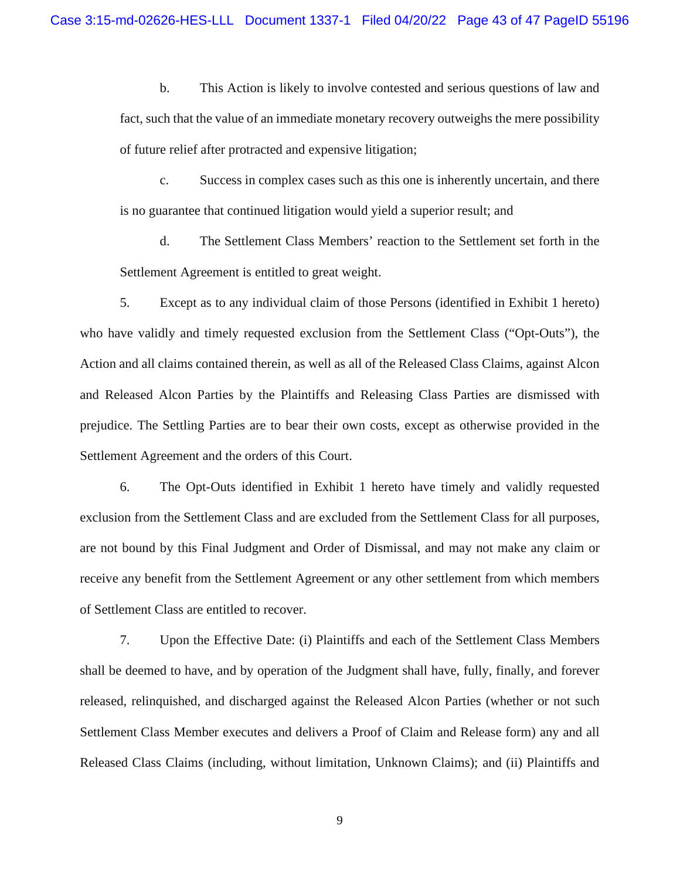b. This Action is likely to involve contested and serious questions of law and fact, such that the value of an immediate monetary recovery outweighs the mere possibility of future relief after protracted and expensive litigation;

c. Success in complex cases such as this one is inherently uncertain, and there is no guarantee that continued litigation would yield a superior result; and

d. The Settlement Class Members' reaction to the Settlement set forth in the Settlement Agreement is entitled to great weight.

5. Except as to any individual claim of those Persons (identified in Exhibit 1 hereto) who have validly and timely requested exclusion from the Settlement Class ("Opt-Outs"), the Action and all claims contained therein, as well as all of the Released Class Claims, against Alcon and Released Alcon Parties by the Plaintiffs and Releasing Class Parties are dismissed with prejudice. The Settling Parties are to bear their own costs, except as otherwise provided in the Settlement Agreement and the orders of this Court.

6. The Opt-Outs identified in Exhibit 1 hereto have timely and validly requested exclusion from the Settlement Class and are excluded from the Settlement Class for all purposes, are not bound by this Final Judgment and Order of Dismissal, and may not make any claim or receive any benefit from the Settlement Agreement or any other settlement from which members of Settlement Class are entitled to recover.

7. Upon the Effective Date: (i) Plaintiffs and each of the Settlement Class Members shall be deemed to have, and by operation of the Judgment shall have, fully, finally, and forever released, relinquished, and discharged against the Released Alcon Parties (whether or not such Settlement Class Member executes and delivers a Proof of Claim and Release form) any and all Released Class Claims (including, without limitation, Unknown Claims); and (ii) Plaintiffs and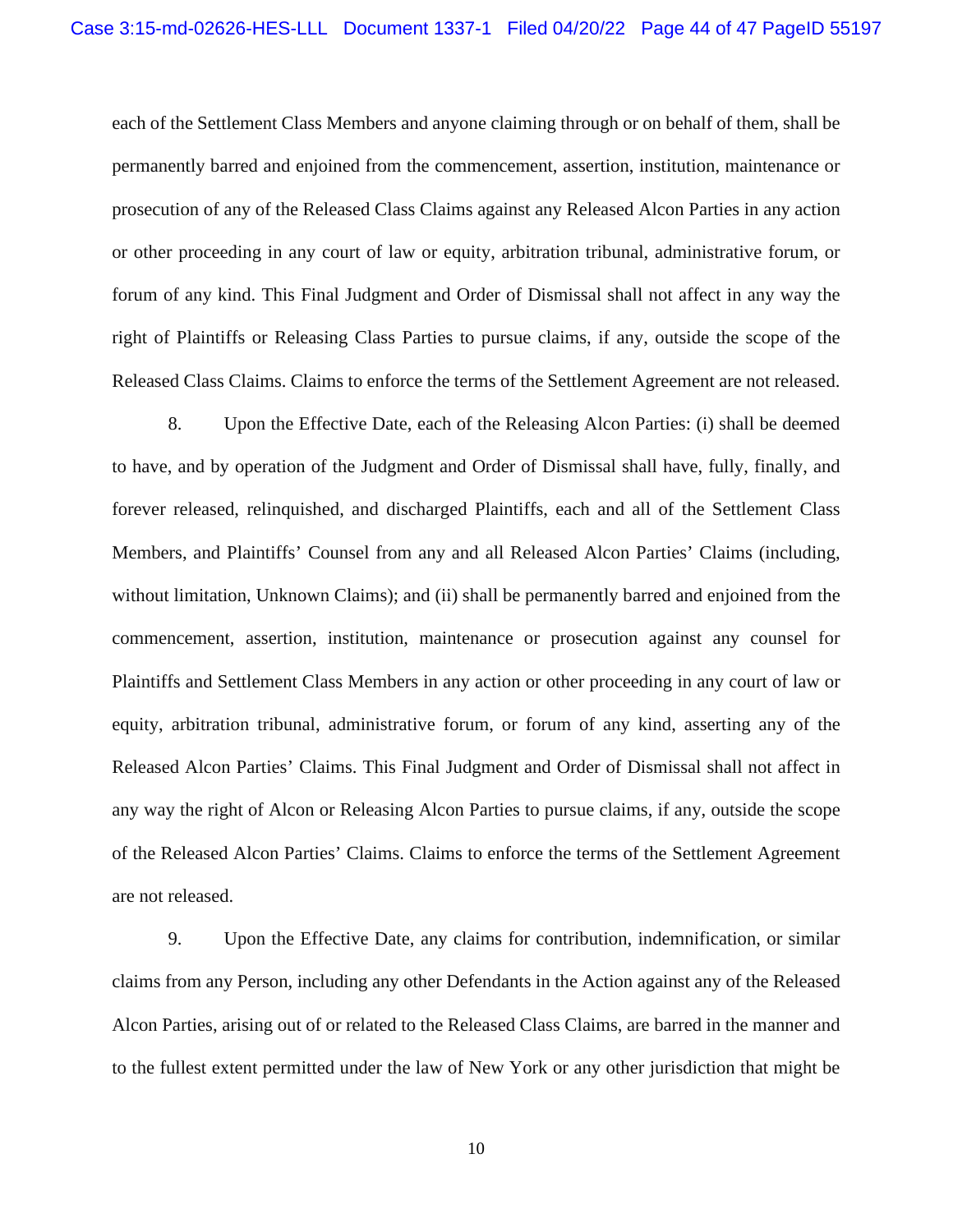each of the Settlement Class Members and anyone claiming through or on behalf of them, shall be permanently barred and enjoined from the commencement, assertion, institution, maintenance or prosecution of any of the Released Class Claims against any Released Alcon Parties in any action or other proceeding in any court of law or equity, arbitration tribunal, administrative forum, or forum of any kind. This Final Judgment and Order of Dismissal shall not affect in any way the right of Plaintiffs or Releasing Class Parties to pursue claims, if any, outside the scope of the Released Class Claims. Claims to enforce the terms of the Settlement Agreement are not released.

8. Upon the Effective Date, each of the Releasing Alcon Parties: (i) shall be deemed to have, and by operation of the Judgment and Order of Dismissal shall have, fully, finally, and forever released, relinquished, and discharged Plaintiffs, each and all of the Settlement Class Members, and Plaintiffs' Counsel from any and all Released Alcon Parties' Claims (including, without limitation, Unknown Claims); and (ii) shall be permanently barred and enjoined from the commencement, assertion, institution, maintenance or prosecution against any counsel for Plaintiffs and Settlement Class Members in any action or other proceeding in any court of law or equity, arbitration tribunal, administrative forum, or forum of any kind, asserting any of the Released Alcon Parties' Claims. This Final Judgment and Order of Dismissal shall not affect in any way the right of Alcon or Releasing Alcon Parties to pursue claims, if any, outside the scope of the Released Alcon Parties' Claims. Claims to enforce the terms of the Settlement Agreement are not released.

9. Upon the Effective Date, any claims for contribution, indemnification, or similar claims from any Person, including any other Defendants in the Action against any of the Released Alcon Parties, arising out of or related to the Released Class Claims, are barred in the manner and to the fullest extent permitted under the law of New York or any other jurisdiction that might be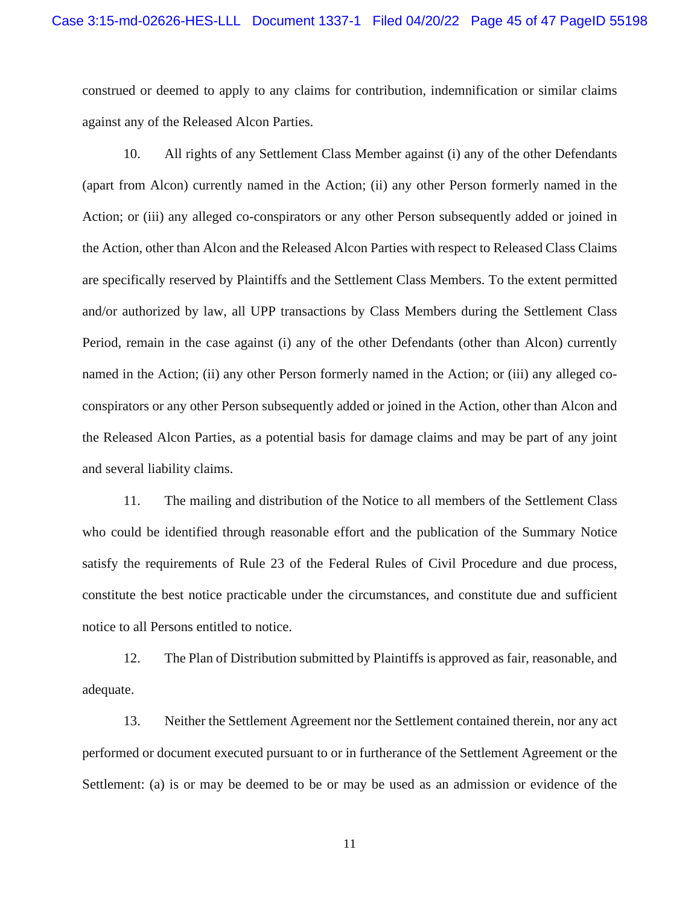construed or deemed to apply to any claims for contribution, indemnification or similar claims against any of the Released Alcon Parties.

10. All rights of any Settlement Class Member against (i) any of the other Defendants (apart from Alcon) currently named in the Action; (ii) any other Person formerly named in the Action; or (iii) any alleged co-conspirators or any other Person subsequently added or joined in the Action, other than Alcon and the Released Alcon Parties with respect to Released Class Claims are specifically reserved by Plaintiffs and the Settlement Class Members. To the extent permitted and/or authorized by law, all UPP transactions by Class Members during the Settlement Class Period, remain in the case against (i) any of the other Defendants (other than Alcon) currently named in the Action; (ii) any other Person formerly named in the Action; or (iii) any alleged co-conspirators or any other Person subsequently added or joined in the Action, other than Alcon and the Released Alcon Parties, as a potential basis for damage claims and may be part of any joint and several liability claims.

11. The mailing and distribution of the Notice to all members of the Settlement Class who could be identified through reasonable effort and the publication of the Summary Notice satisfy the requirements of Rule 23 of the Federal Rules of Civil Procedure and due process, constitute the best notice practicable under the circumstances, and constitute due and sufficient notice to all Persons entitled to notice.

12. The Plan of Distribution submitted by Plaintiffs is approved as fair, reasonable, and adequate.

13. Neither the Settlement Agreement nor the Settlement contained therein, nor any act performed or document executed pursuant to or in furtherance of the Settlement Agreement or the Settlement: (a) is or may be deemed to be or may be used as an admission or evidence of the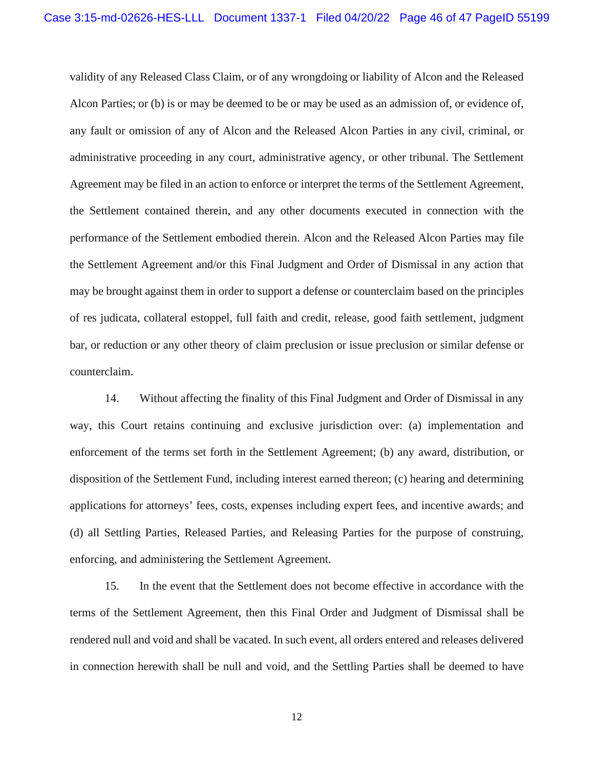validity of any Released Class Claim, or of any wrongdoing or liability of Alcon and the Released Alcon Parties; or (b) is or may be deemed to be or may be used as an admission of, or evidence of, any fault or omission of any of Alcon and the Released Alcon Parties in any civil, criminal, or administrative proceeding in any court, administrative agency, or other tribunal. The Settlement Agreement may be filed in an action to enforce or interpret the terms of the Settlement Agreement, the Settlement contained therein, and any other documents executed in connection with the performance of the Settlement embodied therein. Alcon and the Released Alcon Parties may file the Settlement Agreement and/or this Final Judgment and Order of Dismissal in any action that may be brought against them in order to support a defense or counterclaim based on the principles of res judicata, collateral estoppel, full faith and credit, release, good faith settlement, judgment bar, or reduction or any other theory of claim preclusion or issue preclusion or similar defense or counterclaim.

14. Without affecting the finality of this Final Judgment and Order of Dismissal in any way, this Court retains continuing and exclusive jurisdiction over: (a) implementation and enforcement of the terms set forth in the Settlement Agreement; (b) any award, distribution, or disposition of the Settlement Fund, including interest earned thereon; (c) hearing and determining applications for attorneys' fees, costs, expenses including expert fees, and incentive awards; and (d) all Settling Parties, Released Parties, and Releasing Parties for the purpose of construing, enforcing, and administering the Settlement Agreement.

15. In the event that the Settlement does not become effective in accordance with the terms of the Settlement Agreement, then this Final Order and Judgment of Dismissal shall be rendered null and void and shall be vacated. In such event, all orders entered and releases delivered in connection herewith shall be null and void, and the Settling Parties shall be deemed to have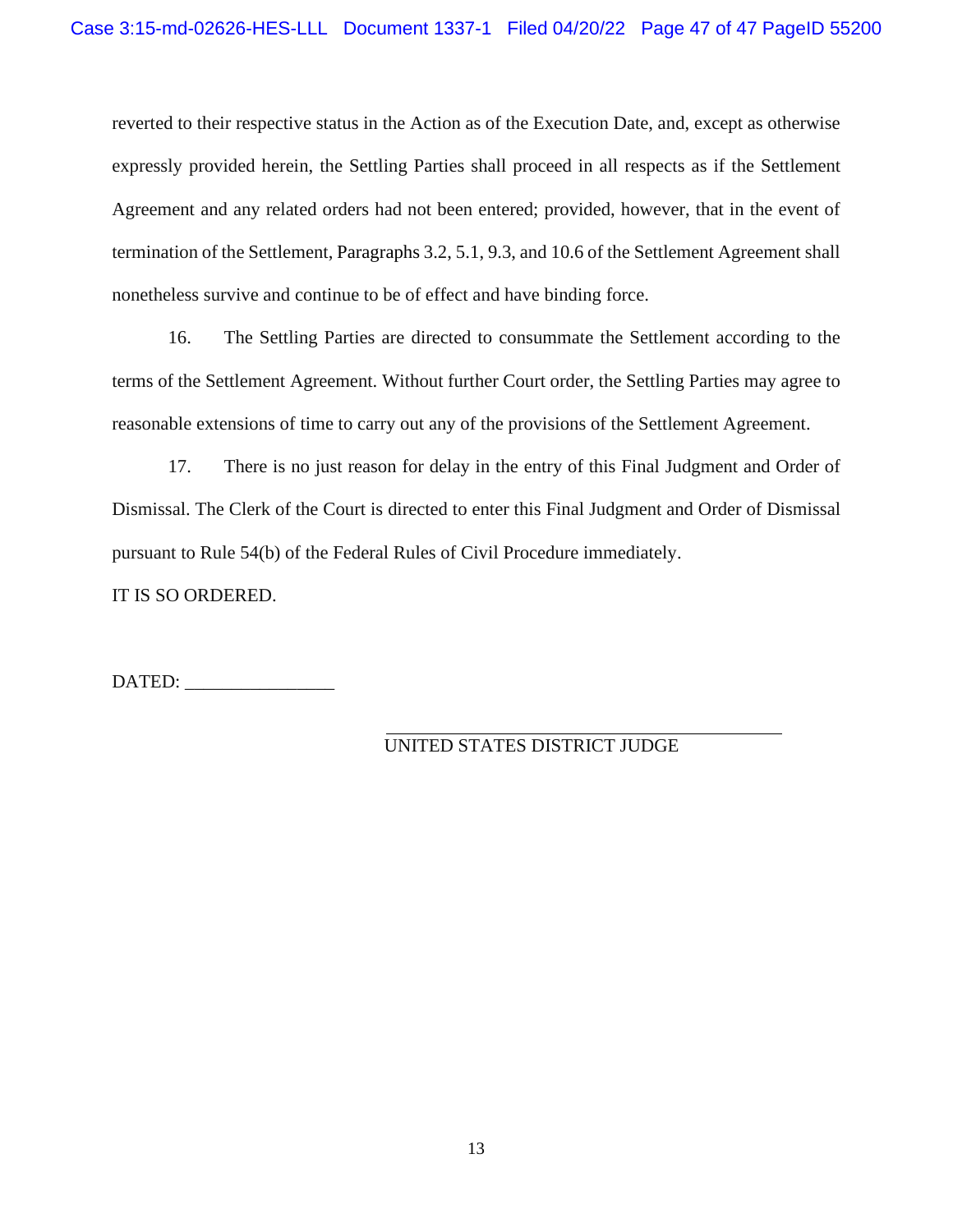reverted to their respective status in the Action as of the Execution Date, and, except as otherwise expressly provided herein, the Settling Parties shall proceed in all respects as if the Settlement Agreement and any related orders had not been entered; provided, however, that in the event of termination of the Settlement, Paragraphs 3.2, 5.1, 9.3, and 10.6 of the Settlement Agreement shall nonetheless survive and continue to be of effect and have binding force.

16. The Settling Parties are directed to consummate the Settlement according to the terms of the Settlement Agreement. Without further Court order, the Settling Parties may agree to reasonable extensions of time to carry out any of the provisions of the Settlement Agreement.

17. There is no just reason for delay in the entry of this Final Judgment and Order of Dismissal. The Clerk of the Court is directed to enter this Final Judgment and Order of Dismissal pursuant to Rule 54(b) of the Federal Rules of Civil Procedure immediately.

IT IS SO ORDERED.

DATED: ________________

_________________________________________
UNITED STATES DISTRICT JUDGE